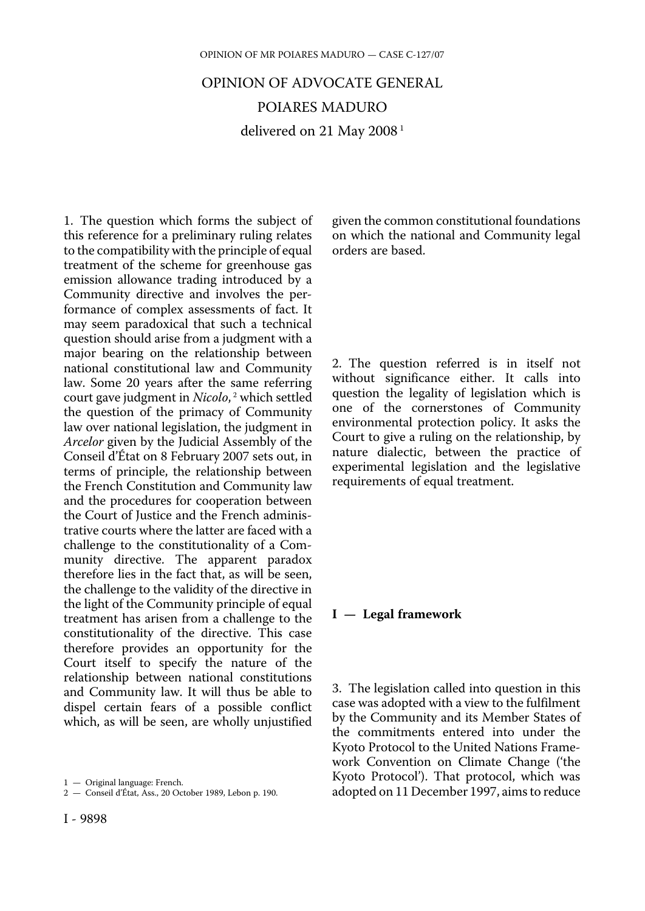# OPINION OF ADVOCATE GENERAL POIARES MADURO

delivered on 21 May 2008 [1]

1. The question which forms the subject of this reference for a preliminary ruling relates to the compatibility with the principle of equal treatment of the scheme for greenhouse gas emission allowance trading introduced by a Community directive and involves the performance of complex assessments of fact. It may seem paradoxical that such a technical question should arise from a judgment with a major bearing on the relationship between national constitutional law and Community law. Some 20 years after the same referring court gave judgment in *Nicolo*, [2] which settled the question of the primacy of Community law over national legislation, the judgment in *Arcelor* given by the Judicial Assembly of the Conseil d'État on 8 February 2007 sets out, in terms of principle, the relationship between the French Constitution and Community law and the procedures for cooperation between the Court of Justice and the French administrative courts where the latter are faced with a challenge to the constitutionality of a Community directive. The apparent paradox therefore lies in the fact that, as will be seen, the challenge to the validity of the directive in the light of the Community principle of equal treatment has arisen from a challenge to the constitutionality of the directive. This case therefore provides an opportunity for the Court itself to specify the nature of the relationship between national constitutions and Community law. It will thus be able to dispel certain fears of a possible conflict which, as will be seen, are wholly unjustified given the common constitutional foundations on which the national and Community legal orders are based.

2. The question referred is in itself not without significance either. It calls into question the legality of legislation which is one of the cornerstones of Community environmental protection policy. It asks the Court to give a ruling on the relationship, by nature dialectic, between the practice of experimental legislation and the legislative requirements of equal treatment.

## I — Legal framework

3. The legislation called into question in this case was adopted with a view to the fulfilment by the Community and its Member States of the commitments entered into under the Kyoto Protocol to the United Nations Framework Convention on Climate Change ('the Kyoto Protocol'). That protocol, which was adopted on 11 December 1997, aims to reduce

[1] — Original language: French.

[2] — Conseil d'État, Ass., 20 October 1989, Lebon p. 190.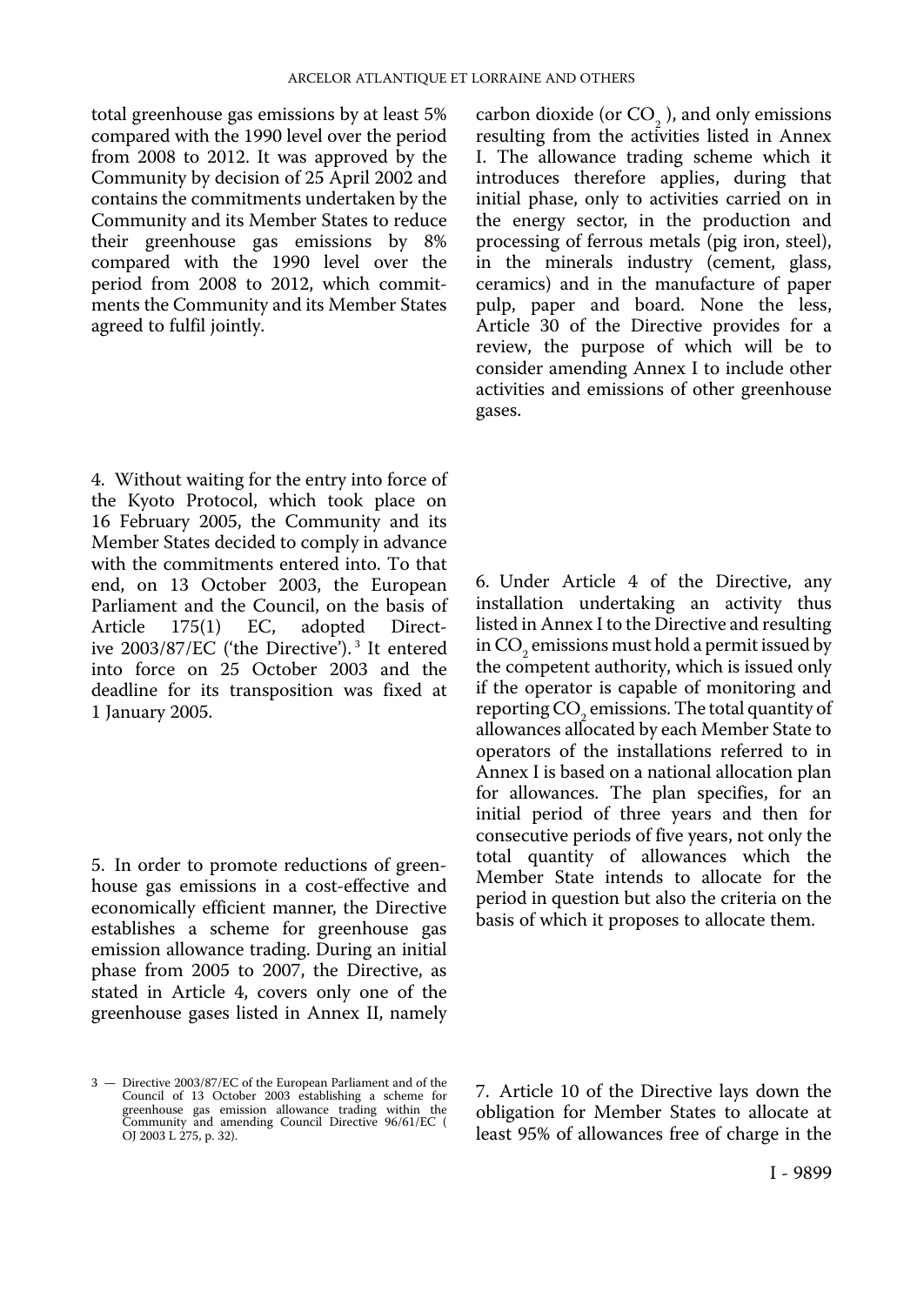total greenhouse gas emissions by at least 5% compared with the 1990 level over the period from 2008 to 2012. It was approved by the Community by decision of 25 April 2002 and contains the commitments undertaken by the Community and its Member States to reduce their greenhouse gas emissions by 8% compared with the 1990 level over the period from 2008 to 2012, which commitments the Community and its Member States agreed to fulfil jointly.

4. Without waiting for the entry into force of the Kyoto Protocol, which took place on 16 February 2005, the Community and its Member States decided to comply in advance with the commitments entered into. To that end, on 13 October 2003, the European Parliament and the Council, on the basis of Article 175(1) EC, adopted Directive 2003/87/EC ('the Directive').[3] It entered into force on 25 October 2003 and the deadline for its transposition was fixed at 1 January 2005.

5. In order to promote reductions of greenhouse gas emissions in a cost-effective and economically efficient manner, the Directive establishes a scheme for greenhouse gas emission allowance trading. During an initial phase from 2005 to 2007, the Directive, as stated in Article 4, covers only one of the greenhouse gases listed in Annex II, namely carbon dioxide (or $CO_2$), and only emissions resulting from the activities listed in Annex I. The allowance trading scheme which it introduces therefore applies, during that initial phase, only to activities carried on in the energy sector, in the production and processing of ferrous metals (pig iron, steel), in the minerals industry (cement, glass, ceramics) and in the manufacture of paper pulp, paper and board. None the less, Article 30 of the Directive provides for a review, the purpose of which will be to consider amending Annex I to include other activities and emissions of other greenhouse gases.

6. Under Article 4 of the Directive, any installation undertaking an activity thus listed in Annex I to the Directive and resulting in $CO_2$ emissions must hold a permit issued by the competent authority, which is issued only if the operator is capable of monitoring and reporting $CO_2$ emissions. The total quantity of allowances allocated by each Member State to operators of the installations referred to in Annex I is based on a national allocation plan for allowances. The plan specifies, for an initial period of three years and then for consecutive periods of five years, not only the total quantity of allowances which the Member State intends to allocate for the period in question but also the criteria on the basis of which it proposes to allocate them.

7. Article 10 of the Directive lays down the obligation for Member States to allocate at least 95% of allowances free of charge in the

[3] — Directive 2003/87/EC of the European Parliament and of the Council of 13 October 2003 establishing a scheme for greenhouse gas emission allowance trading within the Community and amending Council Directive 96/61/EC ( OJ 2003 L 275, p. 32).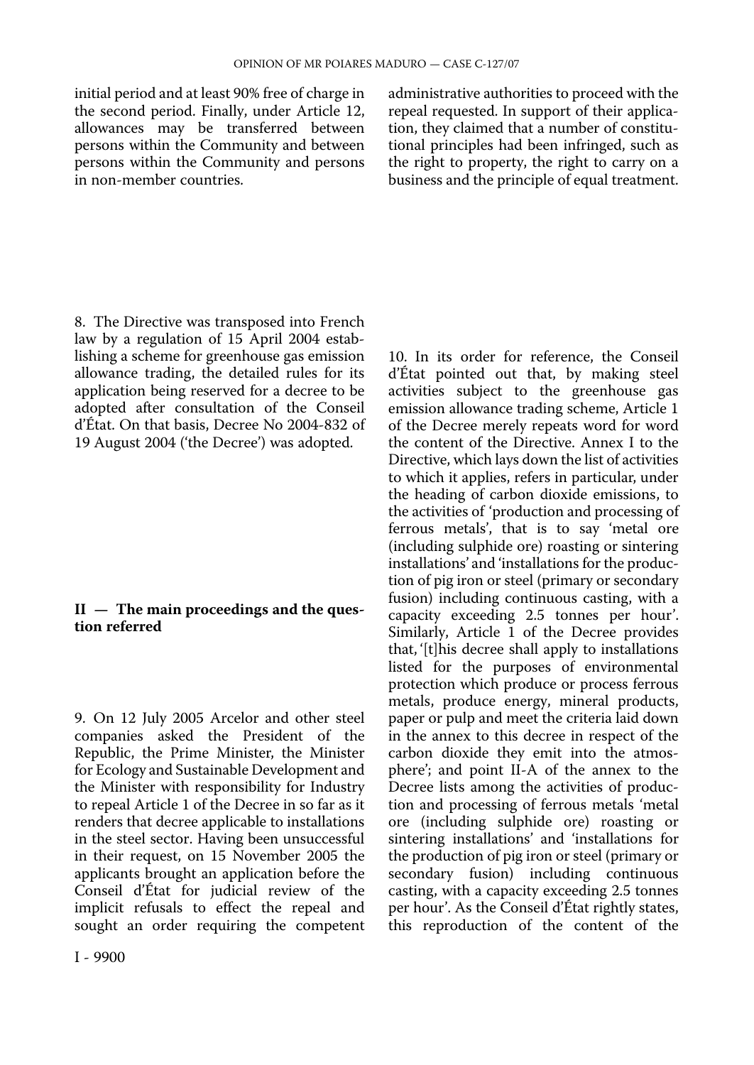initial period and at least 90% free of charge in the second period. Finally, under Article 12, allowances may be transferred between persons within the Community and between persons within the Community and persons in non-member countries.

8. The Directive was transposed into French law by a regulation of 15 April 2004 establishing a scheme for greenhouse gas emission allowance trading, the detailed rules for its application being reserved for a decree to be adopted after consultation of the Conseil d'État. On that basis, Decree No 2004-832 of 19 August 2004 ('the Decree') was adopted.

## II — The main proceedings and the question referred

9. On 12 July 2005 Arcelor and other steel companies asked the President of the Republic, the Prime Minister, the Minister for Ecology and Sustainable Development and the Minister with responsibility for Industry to repeal Article 1 of the Decree in so far as it renders that decree applicable to installations in the steel sector. Having been unsuccessful in their request, on 15 November 2005 the applicants brought an application before the Conseil d'État for judicial review of the implicit refusals to effect the repeal and sought an order requiring the competent administrative authorities to proceed with the repeal requested. In support of their application, they claimed that a number of constitutional principles had been infringed, such as the right to property, the right to carry on a business and the principle of equal treatment.

10. In its order for reference, the Conseil d'État pointed out that, by making steel activities subject to the greenhouse gas emission allowance trading scheme, Article 1 of the Decree merely repeats word for word the content of the Directive. Annex I to the Directive, which lays down the list of activities to which it applies, refers in particular, under the heading of carbon dioxide emissions, to the activities of 'production and processing of ferrous metals', that is to say 'metal ore (including sulphide ore) roasting or sintering installations' and 'installations for the production of pig iron or steel (primary or secondary fusion) including continuous casting, with a capacity exceeding 2.5 tonnes per hour'. Similarly, Article 1 of the Decree provides that, '[t]his decree shall apply to installations listed for the purposes of environmental protection which produce or process ferrous metals, produce energy, mineral products, paper or pulp and meet the criteria laid down in the annex to this decree in respect of the carbon dioxide they emit into the atmosphere'; and point II-A of the annex to the Decree lists among the activities of production and processing of ferrous metals 'metal ore (including sulphide ore) roasting or sintering installations' and 'installations for the production of pig iron or steel (primary or secondary fusion) including continuous casting, with a capacity exceeding 2.5 tonnes per hour'. As the Conseil d'État rightly states, this reproduction of the content of the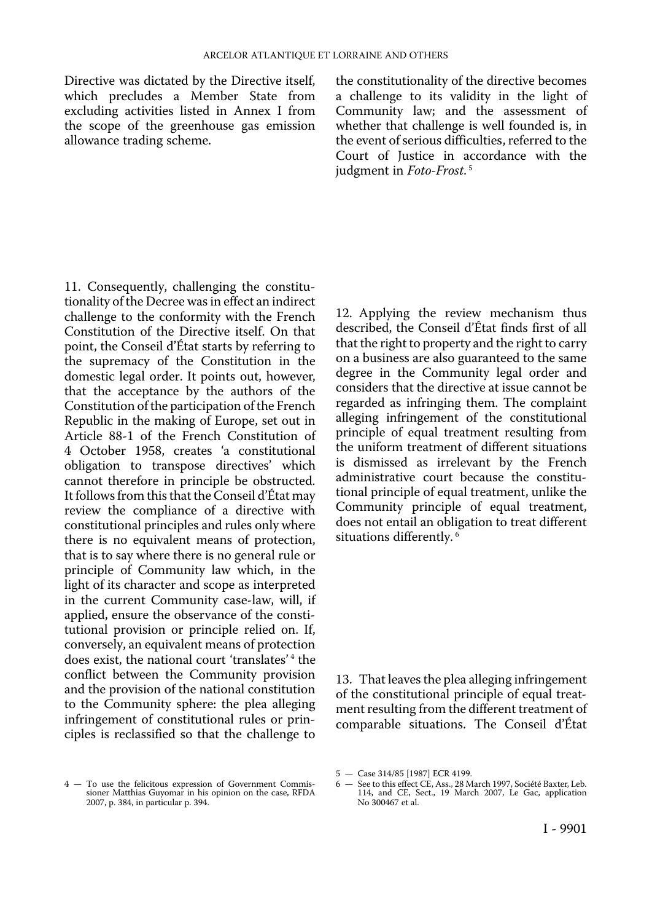Directive was dictated by the Directive itself, which precludes a Member State from excluding activities listed in Annex I from the scope of the greenhouse gas emission allowance trading scheme.

11. Consequently, challenging the constitutionality of the Decree was in effect an indirect challenge to the conformity with the French Constitution of the Directive itself. On that point, the Conseil d'État starts by referring to the supremacy of the Constitution in the domestic legal order. It points out, however, that the acceptance by the authors of the Constitution of the participation of the French Republic in the making of Europe, set out in Article 88-1 of the French Constitution of 4 October 1958, creates 'a constitutional obligation to transpose directives' which cannot therefore in principle be obstructed. It follows from this that the Conseil d'État may review the compliance of a directive with constitutional principles and rules only where there is no equivalent means of protection, that is to say where there is no general rule or principle of Community law which, in the light of its character and scope as interpreted in the current Community case-law, will, if applied, ensure the observance of the constitutional provision or principle relied on. If, conversely, an equivalent means of protection does exist, the national court 'translates' [4] the conflict between the Community provision and the provision of the national constitution to the Community sphere: the plea alleging infringement of constitutional rules or principles is reclassified so that the challenge to the constitutionality of the directive becomes a challenge to its validity in the light of Community law; and the assessment of whether that challenge is well founded is, in the event of serious difficulties, referred to the Court of Justice in accordance with the judgment in *Foto-Frost*. [5]

12. Applying the review mechanism thus described, the Conseil d'État finds first of all that the right to property and the right to carry on a business are also guaranteed to the same degree in the Community legal order and considers that the directive at issue cannot be regarded as infringing them. The complaint alleging infringement of the constitutional principle of equal treatment resulting from the uniform treatment of different situations is dismissed as irrelevant by the French administrative court because the constitutional principle of equal treatment, unlike the Community principle of equal treatment, does not entail an obligation to treat different situations differently. [6]

13. That leaves the plea alleging infringement of the constitutional principle of equal treatment resulting from the different treatment of comparable situations. The Conseil d'État

4 — To use the felicitous expression of Government Commissioner Matthias Guyomar in his opinion on the case, RFDA 2007, p. 384, in particular p. 394.

5 — Case 314/85 [1987] ECR 4199.

6 — See to this effect CE, Ass., 28 March 1997, Société Baxter, Leb. 114, and CE, Sect., 19 March 2007, Le Gac, application No 300467 et al.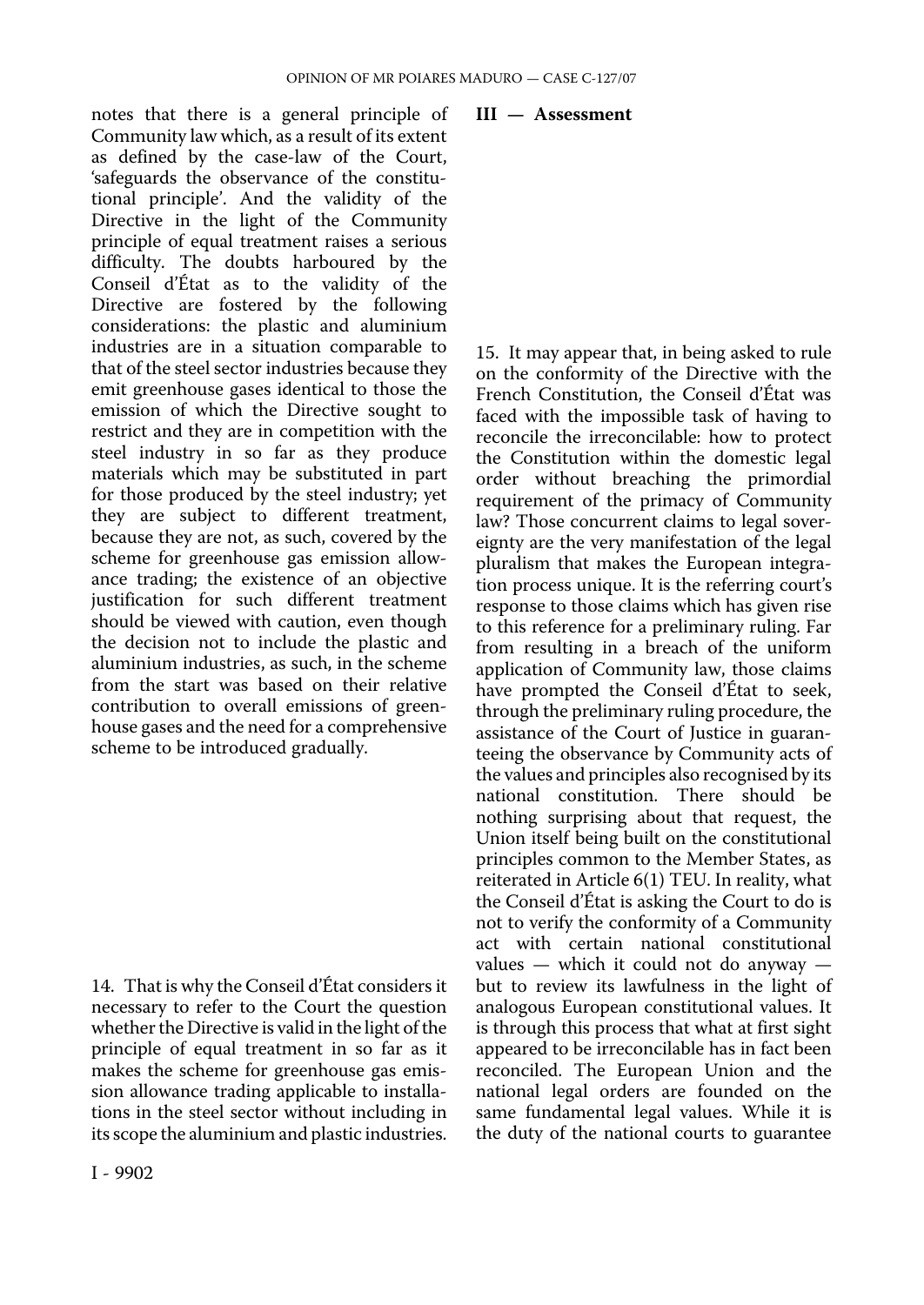notes that there is a general principle of Community law which, as a result of its extent as defined by the case-law of the Court, 'safeguards the observance of the constitutional principle'. And the validity of the Directive in the light of the Community principle of equal treatment raises a serious difficulty. The doubts harboured by the Conseil d'État as to the validity of the Directive are fostered by the following considerations: the plastic and aluminium industries are in a situation comparable to that of the steel sector industries because they emit greenhouse gases identical to those the emission of which the Directive sought to restrict and they are in competition with the steel industry in so far as they produce materials which may be substituted in part for those produced by the steel industry; yet they are subject to different treatment, because they are not, as such, covered by the scheme for greenhouse gas emission allowance trading; the existence of an objective justification for such different treatment should be viewed with caution, even though the decision not to include the plastic and aluminium industries, as such, in the scheme from the start was based on their relative contribution to overall emissions of greenhouse gases and the need for a comprehensive scheme to be introduced gradually.

14. That is why the Conseil d'État considers it necessary to refer to the Court the question whether the Directive is valid in the light of the principle of equal treatment in so far as it makes the scheme for greenhouse gas emission allowance trading applicable to installations in the steel sector without including in its scope the aluminium and plastic industries.

## III — Assessment

15. It may appear that, in being asked to rule on the conformity of the Directive with the French Constitution, the Conseil d'État was faced with the impossible task of having to reconcile the irreconcilable: how to protect the Constitution within the domestic legal order without breaching the primordial requirement of the primacy of Community law? Those concurrent claims to legal sovereignty are the very manifestation of the legal pluralism that makes the European integration process unique. It is the referring court's response to those claims which has given rise to this reference for a preliminary ruling. Far from resulting in a breach of the uniform application of Community law, those claims have prompted the Conseil d'État to seek, through the preliminary ruling procedure, the assistance of the Court of Justice in guaranteeing the observance by Community acts of the values and principles also recognised by its national constitution. There should be nothing surprising about that request, the Union itself being built on the constitutional principles common to the Member States, as reiterated in Article 6(1) TEU. In reality, what the Conseil d'État is asking the Court to do is not to verify the conformity of a Community act with certain national constitutional values — which it could not do anyway — but to review its lawfulness in the light of analogous European constitutional values. It is through this process that what at first sight appeared to be irreconcilable has in fact been reconciled. The European Union and the national legal orders are founded on the same fundamental legal values. While it is the duty of the national courts to guarantee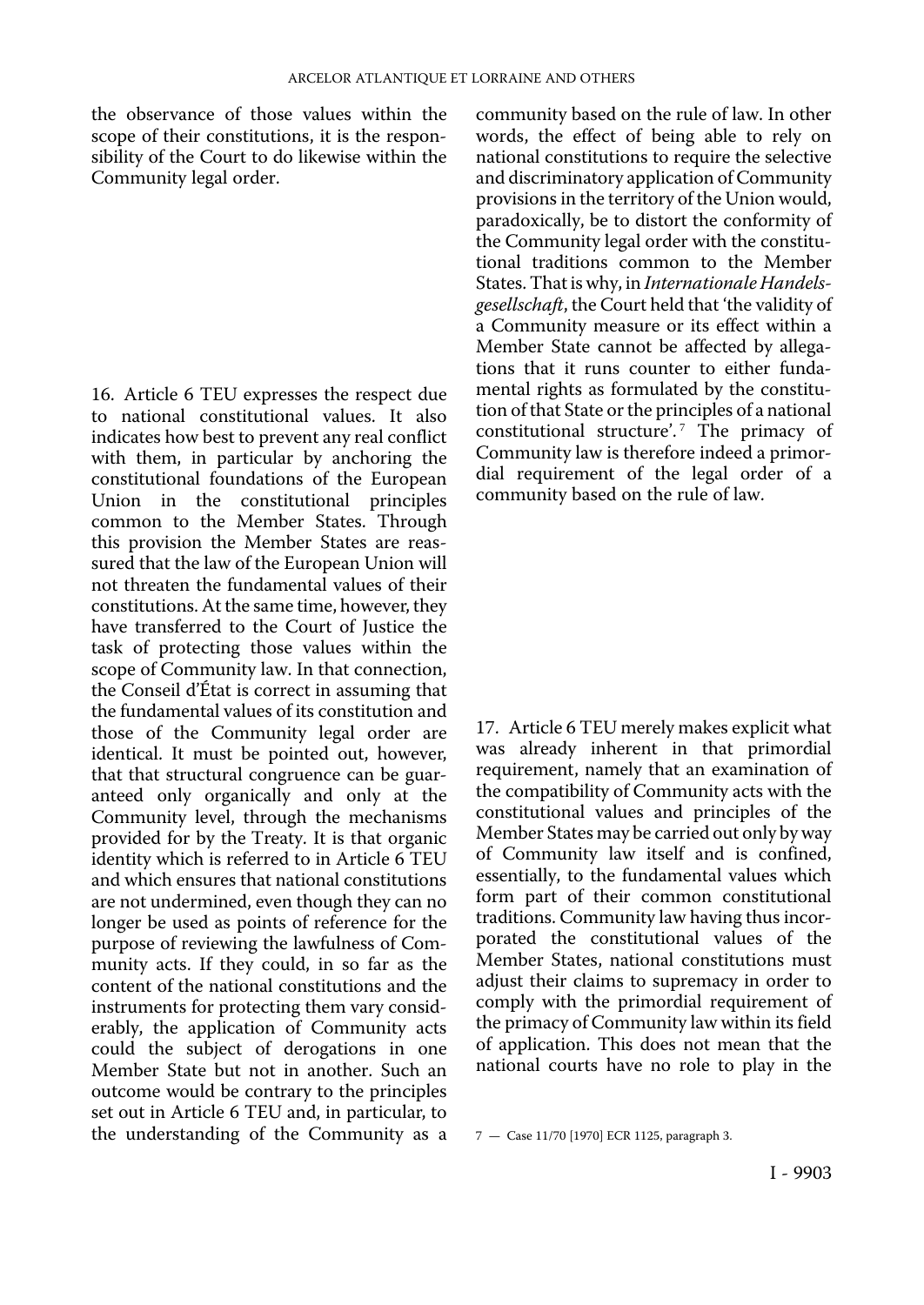the observance of those values within the scope of their constitutions, it is the responsibility of the Court to do likewise within the Community legal order.

16. Article 6 TEU expresses the respect due to national constitutional values. It also indicates how best to prevent any real conflict with them, in particular by anchoring the constitutional foundations of the European Union in the constitutional principles common to the Member States. Through this provision the Member States are reassured that the law of the European Union will not threaten the fundamental values of their constitutions. At the same time, however, they have transferred to the Court of Justice the task of protecting those values within the scope of Community law. In that connection, the Conseil d'État is correct in assuming that the fundamental values of its constitution and those of the Community legal order are identical. It must be pointed out, however, that that structural congruence can be guaranteed only organically and only at the Community level, through the mechanisms provided for by the Treaty. It is that organic identity which is referred to in Article 6 TEU and which ensures that national constitutions are not undermined, even though they can no longer be used as points of reference for the purpose of reviewing the lawfulness of Community acts. If they could, in so far as the content of the national constitutions and the instruments for protecting them vary considerably, the application of Community acts could the subject of derogations in one Member State but not in another. Such an outcome would be contrary to the principles set out in Article 6 TEU and, in particular, to the understanding of the Community as a community based on the rule of law. In other words, the effect of being able to rely on national constitutions to require the selective and discriminatory application of Community provisions in the territory of the Union would, paradoxically, be to distort the conformity of the Community legal order with the constitutional traditions common to the Member States. That is why, in *Internationale Handelsgesellschaft*, the Court held that 'the validity of a Community measure or its effect within a Member State cannot be affected by allegations that it runs counter to either fundamental rights as formulated by the constitution of that State or the principles of a national constitutional structure'.[7] The primacy of Community law is therefore indeed a primordial requirement of the legal order of a community based on the rule of law.

17. Article 6 TEU merely makes explicit what was already inherent in that primordial requirement, namely that an examination of the compatibility of Community acts with the constitutional values and principles of the Member States may be carried out only by way of Community law itself and is confined, essentially, to the fundamental values which form part of their common constitutional traditions. Community law having thus incorporated the constitutional values of the Member States, national constitutions must adjust their claims to supremacy in order to comply with the primordial requirement of the primacy of Community law within its field of application. This does not mean that the national courts have no role to play in the

7 — Case 11/70 [1970] ECR 1125, paragraph 3.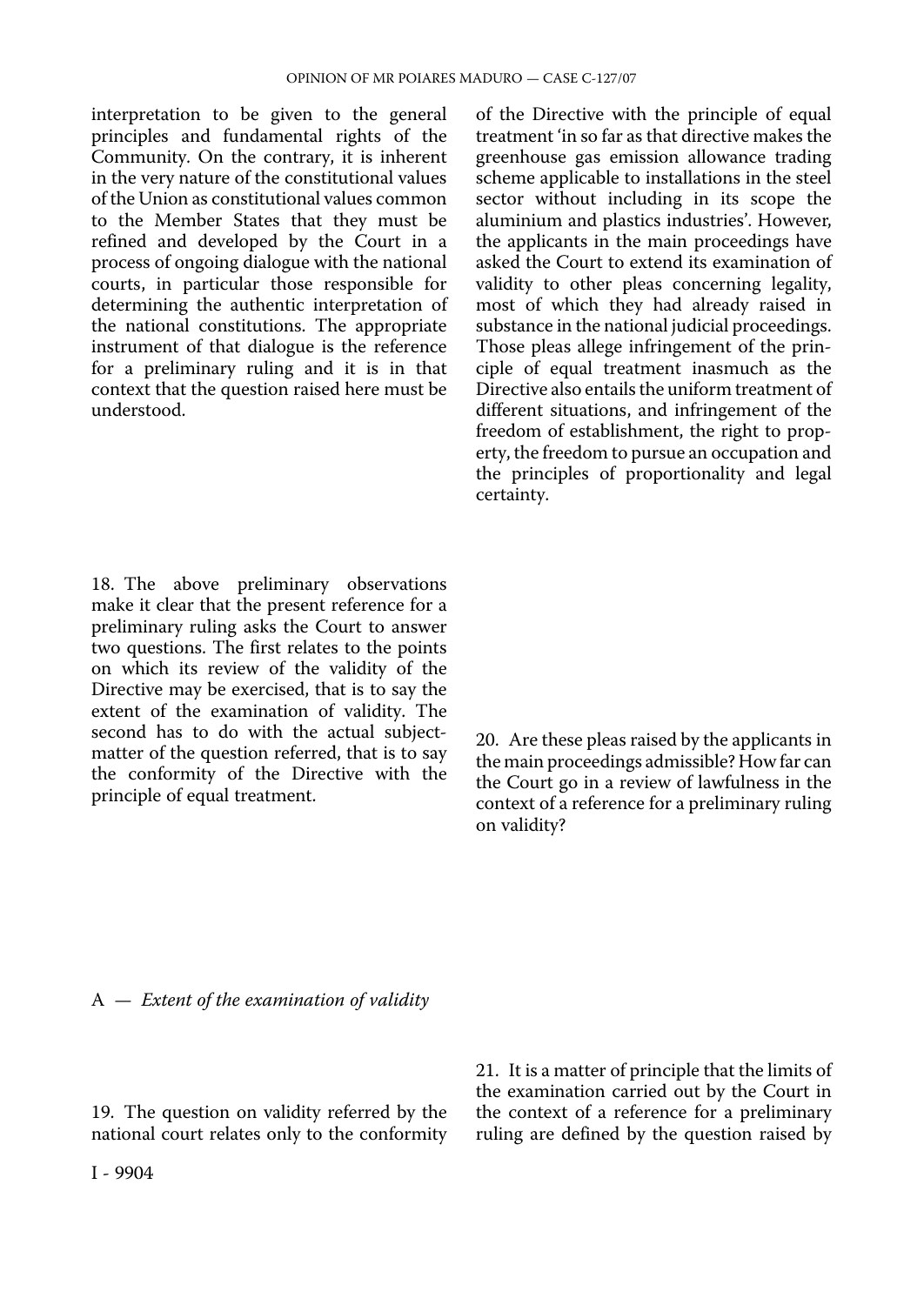interpretation to be given to the general principles and fundamental rights of the Community. On the contrary, it is inherent in the very nature of the constitutional values of the Union as constitutional values common to the Member States that they must be refined and developed by the Court in a process of ongoing dialogue with the national courts, in particular those responsible for determining the authentic interpretation of the national constitutions. The appropriate instrument of that dialogue is the reference for a preliminary ruling and it is in that context that the question raised here must be understood.

18. The above preliminary observations make it clear that the present reference for a preliminary ruling asks the Court to answer two questions. The first relates to the points on which its review of the validity of the Directive may be exercised, that is to say the extent of the examination of validity. The second has to do with the actual subject-matter of the question referred, that is to say the conformity of the Directive with the principle of equal treatment.

## A — *Extent of the examination of validity*

19. The question on validity referred by the national court relates only to the conformity of the Directive with the principle of equal treatment 'in so far as that directive makes the greenhouse gas emission allowance trading scheme applicable to installations in the steel sector without including in its scope the aluminium and plastics industries'. However, the applicants in the main proceedings have asked the Court to extend its examination of validity to other pleas concerning legality, most of which they had already raised in substance in the national judicial proceedings. Those pleas allege infringement of the principle of equal treatment inasmuch as the Directive also entails the uniform treatment of different situations, and infringement of the freedom of establishment, the right to property, the freedom to pursue an occupation and the principles of proportionality and legal certainty.

20. Are these pleas raised by the applicants in the main proceedings admissible? How far can the Court go in a review of lawfulness in the context of a reference for a preliminary ruling on validity?

21. It is a matter of principle that the limits of the examination carried out by the Court in the context of a reference for a preliminary ruling are defined by the question raised by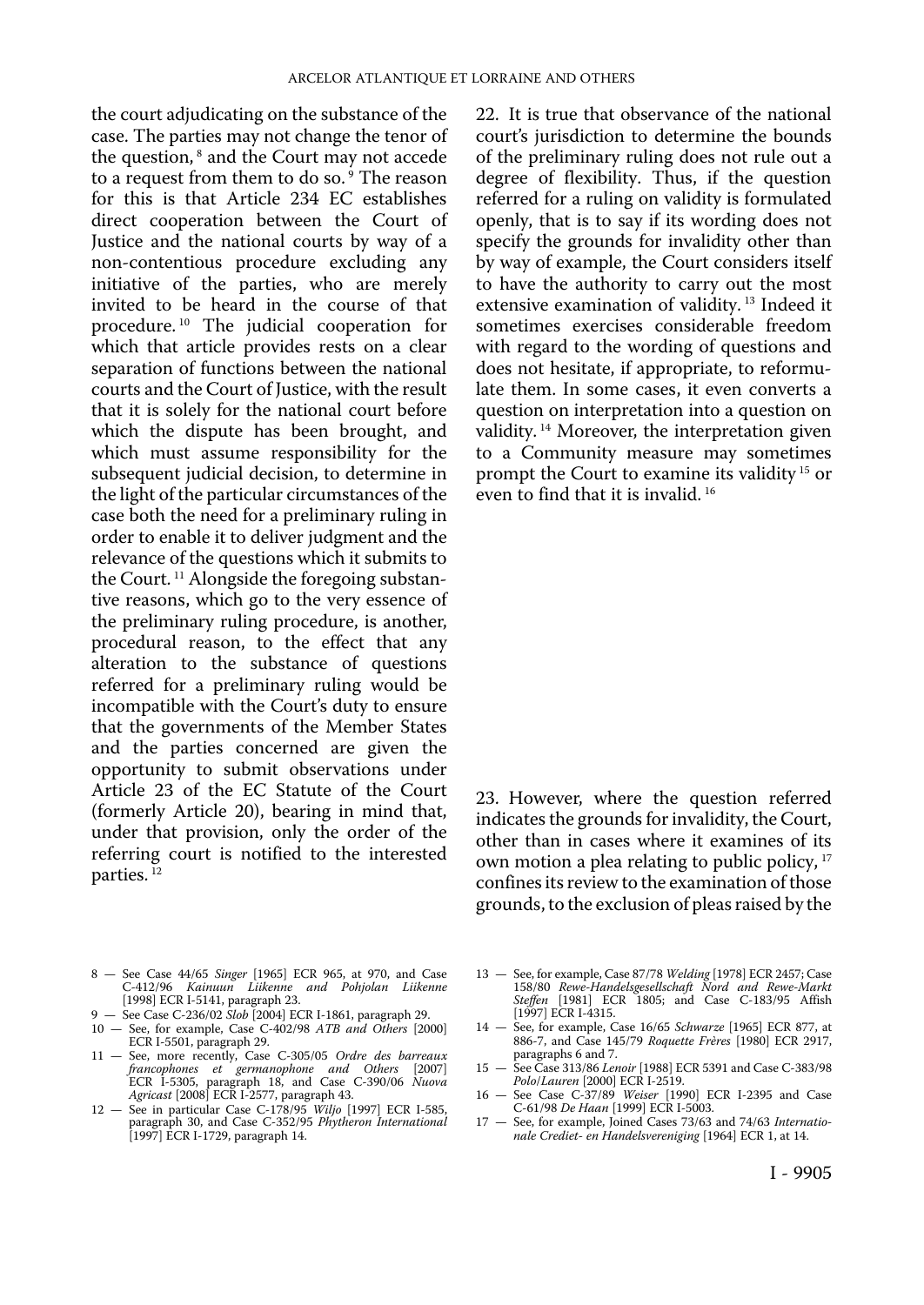the court adjudicating on the substance of the case. The parties may not change the tenor of the question,[8] and the Court may not accede to a request from them to do so.[9] The reason for this is that Article 234 EC establishes direct cooperation between the Court of Justice and the national courts by way of a non-contentious procedure excluding any initiative of the parties, who are merely invited to be heard in the course of that procedure.[10] The judicial cooperation for which that article provides rests on a clear separation of functions between the national courts and the Court of Justice, with the result that it is solely for the national court before which the dispute has been brought, and which must assume responsibility for the subsequent judicial decision, to determine in the light of the particular circumstances of the case both the need for a preliminary ruling in order to enable it to deliver judgment and the relevance of the questions which it submits to the Court.[11] Alongside the foregoing substantive reasons, which go to the very essence of the preliminary ruling procedure, is another, procedural reason, to the effect that any alteration to the substance of questions referred for a preliminary ruling would be incompatible with the Court's duty to ensure that the governments of the Member States and the parties concerned are given the opportunity to submit observations under Article 23 of the EC Statute of the Court (formerly Article 20), bearing in mind that, under that provision, only the order of the referring court is notified to the interested parties.[12]

22. It is true that observance of the national court's jurisdiction to determine the bounds of the preliminary ruling does not rule out a degree of flexibility. Thus, if the question referred for a ruling on validity is formulated openly, that is to say if its wording does not specify the grounds for invalidity other than by way of example, the Court considers itself to have the authority to carry out the most extensive examination of validity.[13] Indeed it sometimes exercises considerable freedom with regard to the wording of questions and does not hesitate, if appropriate, to reformulate them. In some cases, it even converts a question on interpretation into a question on validity.[14] Moreover, the interpretation given to a Community measure may sometimes prompt the Court to examine its validity[15] or even to find that it is invalid.[16]

23. However, where the question referred indicates the grounds for invalidity, the Court, other than in cases where it examines of its own motion a plea relating to public policy,[17] confines its review to the examination of those grounds, to the exclusion of pleas raised by the

8 — See Case 44/65 *Singer* [1965] ECR 965, at 970, and Case C-412/96 *Kainuun Liikenne and Pohjolan Liikenne* [1998] ECR I-5141, paragraph 23.

9 — See Case C-236/02 *Slob* [2004] ECR I-1861, paragraph 29.

10 — See, for example, Case C-402/98 *ATB and Others* [2000] ECR I-5501, paragraph 29.

11 — See, more recently, Case C-305/05 *Ordre des barreaux francophones et germanophone and Others* [2007] ECR I-5305, paragraph 18, and Case C-390/06 *Nuova Agricast* [2008] ECR I-2577, paragraph 43.

12 — See in particular Case C-178/95 *Wiljo* [1997] ECR I-585, paragraph 30, and Case C-352/95 *Phytheron International* [1997] ECR I-1729, paragraph 14.

13 — See, for example, Case 87/78 *Welding* [1978] ECR 2457; Case 158/80 *Rewe-Handelsgesellschaft Nord and Rewe-Markt Steffen* [1981] ECR 1805; and Case C-183/95 Affish [1997] ECR I-4315.

14 — See, for example, Case 16/65 *Schwarze* [1965] ECR 877, at 886-7, and Case 145/79 *Roquette Frères* [1980] ECR 2917, paragraphs 6 and 7.

15 — See Case 313/86 *Lenoir* [1988] ECR 5391 and Case C-383/98 *Polo/Lauren* [2000] ECR I-2519.

16 — See Case C-37/89 *Weiser* [1990] ECR I-2395 and Case C-61/98 *De Haan* [1999] ECR I-5003.

17 — See, for example, Joined Cases 73/63 and 74/63 *Internationale Crediet- en Handelsvereniging* [1964] ECR 1, at 14.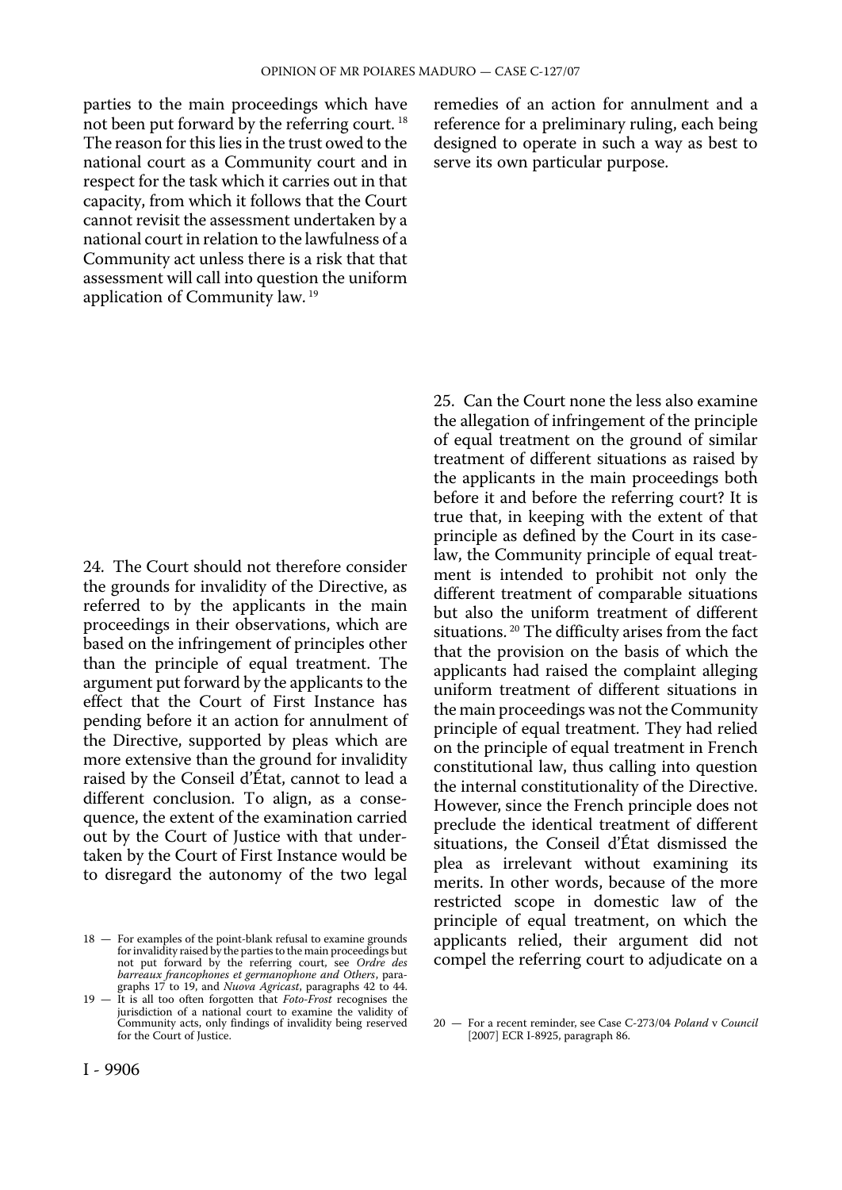parties to the main proceedings which have not been put forward by the referring court.[18] The reason for this lies in the trust owed to the national court as a Community court and in respect for the task which it carries out in that capacity, from which it follows that the Court cannot revisit the assessment undertaken by a national court in relation to the lawfulness of a Community act unless there is a risk that that assessment will call into question the uniform application of Community law.[19]

24. The Court should not therefore consider the grounds for invalidity of the Directive, as referred to by the applicants in the main proceedings in their observations, which are based on the infringement of principles other than the principle of equal treatment. The argument put forward by the applicants to the effect that the Court of First Instance has pending before it an action for annulment of the Directive, supported by pleas which are more extensive than the ground for invalidity raised by the Conseil d'État, cannot to lead a different conclusion. To align, as a consequence, the extent of the examination carried out by the Court of Justice with that undertaken by the Court of First Instance would be to disregard the autonomy of the two legal remedies of an action for annulment and a reference for a preliminary ruling, each being designed to operate in such a way as best to serve its own particular purpose.

25. Can the Court none the less also examine the allegation of infringement of the principle of equal treatment on the ground of similar treatment of different situations as raised by the applicants in the main proceedings both before it and before the referring court? It is true that, in keeping with the extent of that principle as defined by the Court in its case-law, the Community principle of equal treatment is intended to prohibit not only the different treatment of comparable situations but also the uniform treatment of different situations.[20] The difficulty arises from the fact that the provision on the basis of which the applicants had raised the complaint alleging uniform treatment of different situations in the main proceedings was not the Community principle of equal treatment. They had relied on the principle of equal treatment in French constitutional law, thus calling into question the internal constitutionality of the Directive. However, since the French principle does not preclude the identical treatment of different situations, the Conseil d'État dismissed the plea as irrelevant without examining its merits. In other words, because of the more restricted scope in domestic law of the principle of equal treatment, on which the applicants relied, their argument did not compel the referring court to adjudicate on a

18 — For examples of the point-blank refusal to examine grounds for invalidity raised by the parties to the main proceedings but not put forward by the referring court, see *Ordre des barreaux francophones et germanophone and Others*, paragraphs 17 to 19, and *Nuova Agricast*, paragraphs 42 to 44.

19 — It is all too often forgotten that *Foto-Frost* recognises the jurisdiction of a national court to examine the validity of Community acts, only findings of invalidity being reserved for the Court of Justice.

20 — For a recent reminder, see Case C-273/04 *Poland* v *Council* [2007] ECR I-8925, paragraph 86.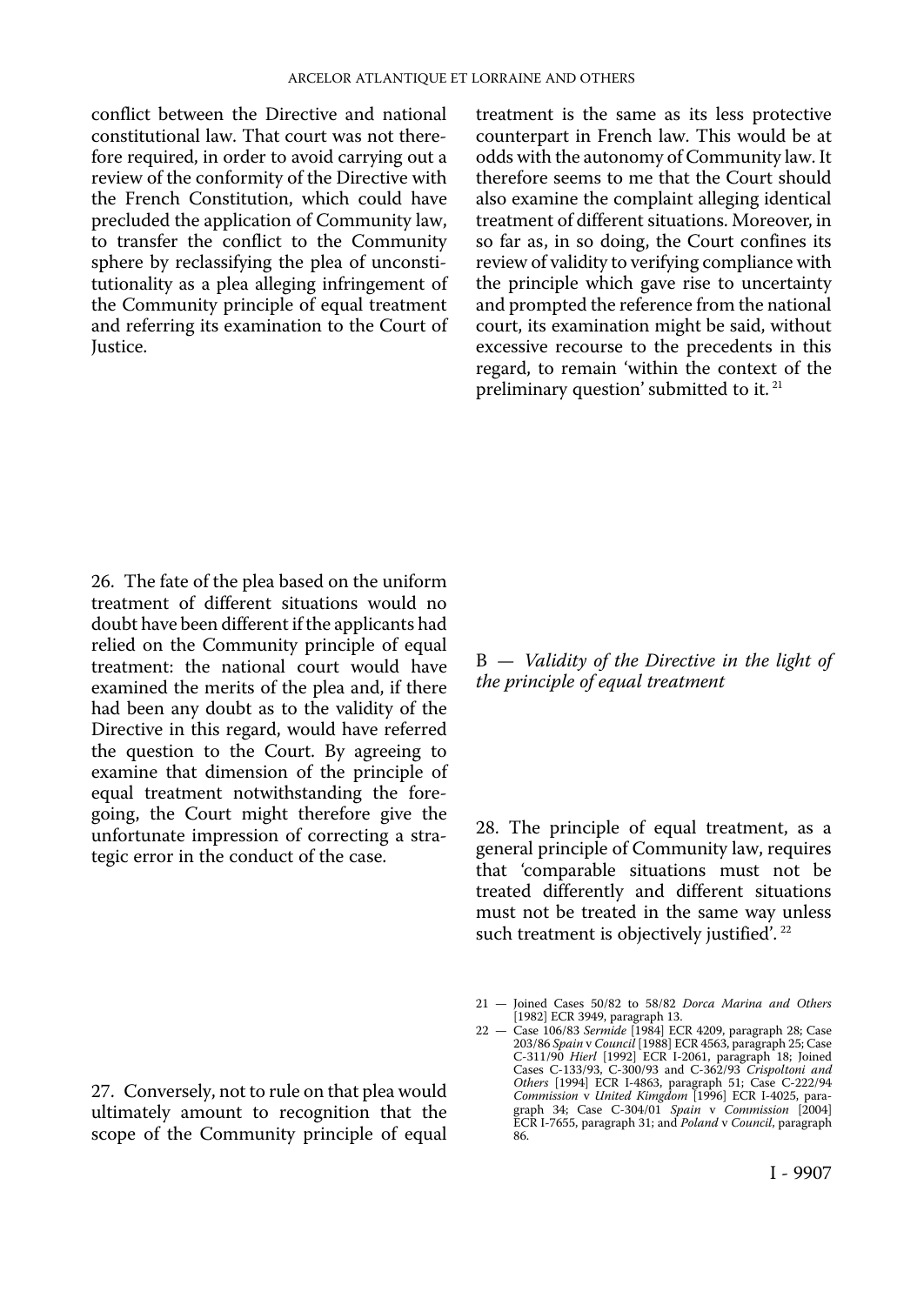conflict between the Directive and national constitutional law. That court was not therefore required, in order to avoid carrying out a review of the conformity of the Directive with the French Constitution, which could have precluded the application of Community law, to transfer the conflict to the Community sphere by reclassifying the plea of unconstitutionality as a plea alleging infringement of the Community principle of equal treatment and referring its examination to the Court of Justice.

26. The fate of the plea based on the uniform treatment of different situations would no doubt have been different if the applicants had relied on the Community principle of equal treatment: the national court would have examined the merits of the plea and, if there had been any doubt as to the validity of the Directive in this regard, would have referred the question to the Court. By agreeing to examine that dimension of the principle of equal treatment notwithstanding the foregoing, the Court might therefore give the unfortunate impression of correcting a strategic error in the conduct of the case.

27. Conversely, not to rule on that plea would ultimately amount to recognition that the scope of the Community principle of equal treatment is the same as its less protective counterpart in French law. This would be at odds with the autonomy of Community law. It therefore seems to me that the Court should also examine the complaint alleging identical treatment of different situations. Moreover, in so far as, in so doing, the Court confines its review of validity to verifying compliance with the principle which gave rise to uncertainty and prompted the reference from the national court, its examination might be said, without excessive recourse to the precedents in this regard, to remain 'within the context of the preliminary question' submitted to it. [21]

## B — *Validity of the Directive in the light of the principle of equal treatment*

28. The principle of equal treatment, as a general principle of Community law, requires that 'comparable situations must not be treated differently and different situations must not be treated in the same way unless such treatment is objectively justified'. [22]

21 — Joined Cases 50/82 to 58/82 *Dorca Marina and Others* [1982] ECR 3949, paragraph 13.

22 — Case 106/83 *Sermide* [1984] ECR 4209, paragraph 28; Case 203/86 *Spain* v *Council* [1988] ECR 4563, paragraph 25; Case C-311/90 *Hierl* [1992] ECR I-2061, paragraph 18; Joined Cases C-133/93, C-300/93 and C-362/93 *Crispoltoni and Others* [1994] ECR I-4863, paragraph 51; Case C-222/94 *Commission* v *United Kimgdom* [1996] ECR I-4025, paragraph 34; Case C-304/01 *Spain* v *Commission* [2004] ECR I-7655, paragraph 31; and *Poland* v *Council*, paragraph 86.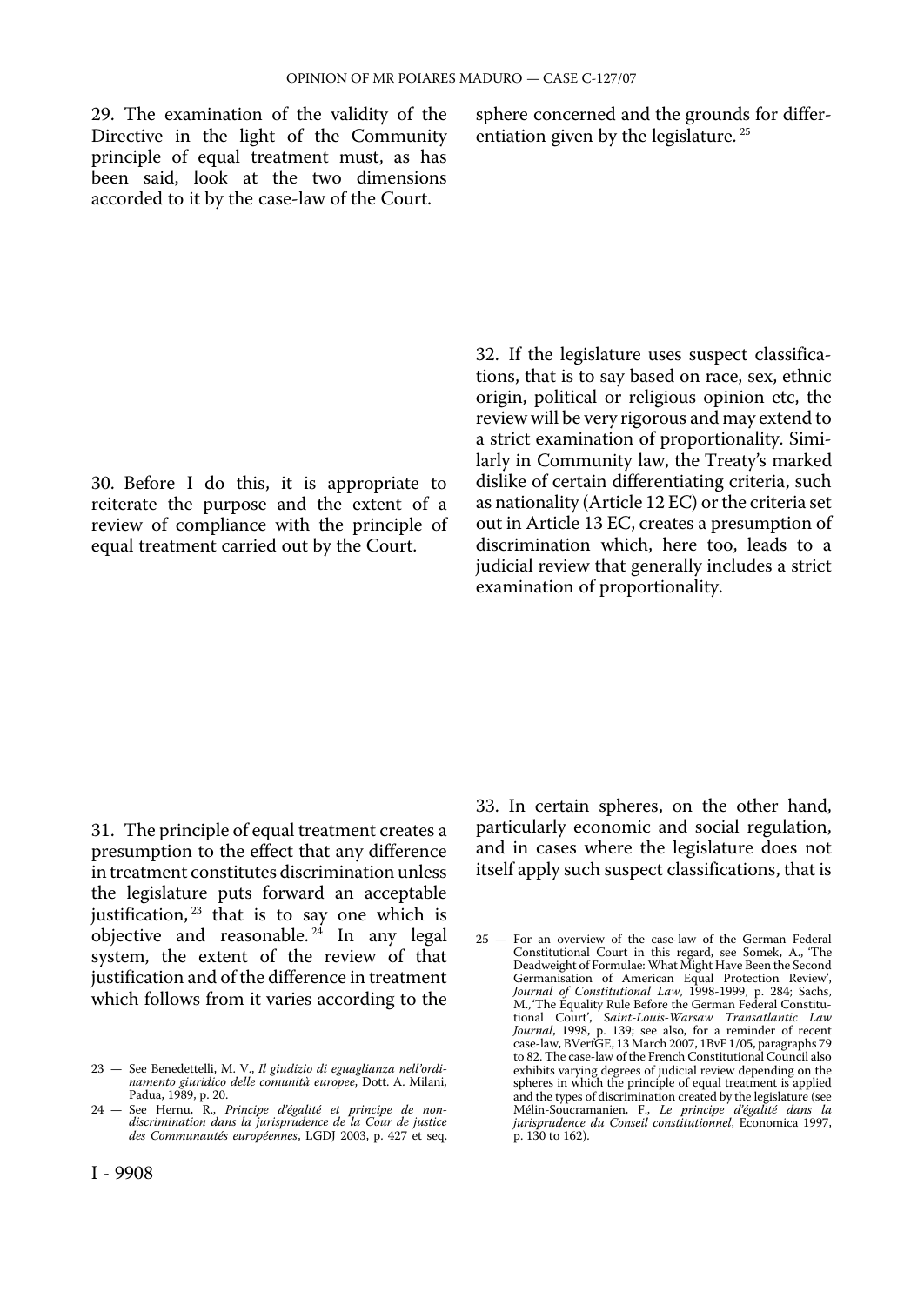29. The examination of the validity of the Directive in the light of the Community principle of equal treatment must, as has been said, look at the two dimensions accorded to it by the case-law of the Court.

30. Before I do this, it is appropriate to reiterate the purpose and the extent of a review of compliance with the principle of equal treatment carried out by the Court.

31. The principle of equal treatment creates a presumption to the effect that any difference in treatment constitutes discrimination unless the legislature puts forward an acceptable justification, [23] that is to say one which is objective and reasonable. [24] In any legal system, the extent of the review of that justification and of the difference in treatment which follows from it varies according to the sphere concerned and the grounds for differentiation given by the legislature. [25]

32. If the legislature uses suspect classifications, that is to say based on race, sex, ethnic origin, political or religious opinion etc, the review will be very rigorous and may extend to a strict examination of proportionality. Similarly in Community law, the Treaty's marked dislike of certain differentiating criteria, such as nationality (Article 12 EC) or the criteria set out in Article 13 EC, creates a presumption of discrimination which, here too, leads to a judicial review that generally includes a strict examination of proportionality.

33. In certain spheres, on the other hand, particularly economic and social regulation, and in cases where the legislature does not itself apply such suspect classifications, that is

23 — See Benedettelli, M. V., *Il giudizio di eguaglianza nell'ordinamento giuridico delle comunità europee*, Dott. A. Milani, Padua, 1989, p. 20.

24 — See Hernu, R., *Principe d'égalité et principe de non-discrimination dans la jurisprudence de la Cour de justice des Communautés européennes*, LGDJ 2003, p. 427 et seq.

25 — For an overview of the case-law of the German Federal Constitutional Court in this regard, see Somek, A., 'The Deadweight of Formulae: What Might Have Been the Second Germanisation of American Equal Protection Review', *Journal of Constitutional Law*, 1998-1999, p. 284; Sachs, M., 'The Equality Rule Before the German Federal Constitutional Court', *Saint-Louis-Warsaw Transatlantic Law Journal*, 1998, p. 139; see also, for a reminder of recent case-law, BVerfGE, 13 March 2007, 1BvF 1/05, paragraphs 79 to 82. The case-law of the French Constitutional Council also exhibits varying degrees of judicial review depending on the spheres in which the principle of equal treatment is applied and the types of discrimination created by the legislature (see Mélin-Soucramanien, F., *Le principe d'égalité dans la jurisprudence du Conseil constitutionnel*, Economica 1997, p. 130 to 162).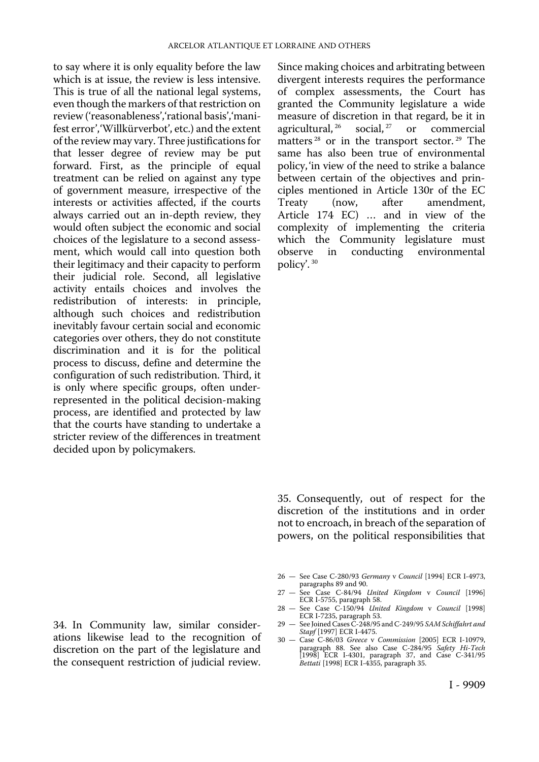to say where it is only equality before the law which is at issue, the review is less intensive. This is true of all the national legal systems, even though the markers of that restriction on review ('reasonableness', 'rational basis', 'manifest error', 'Willkürverbot', etc.) and the extent of the review may vary. Three justifications for that lesser degree of review may be put forward. First, as the principle of equal treatment can be relied on against any type of government measure, irrespective of the interests or activities affected, if the courts always carried out an in-depth review, they would often subject the economic and social choices of the legislature to a second assessment, which would call into question both their legitimacy and their capacity to perform their judicial role. Second, all legislative activity entails choices and involves the redistribution of interests: in principle, although such choices and redistribution inevitably favour certain social and economic categories over others, they do not constitute discrimination and it is for the political process to discuss, define and determine the configuration of such redistribution. Third, it is only where specific groups, often under-represented in the political decision-making process, are identified and protected by law that the courts have standing to undertake a stricter review of the differences in treatment decided upon by policymakers.

34. In Community law, similar considerations likewise lead to the recognition of discretion on the part of the legislature and the consequent restriction of judicial review. Since making choices and arbitrating between divergent interests requires the performance of complex assessments, the Court has granted the Community legislature a wide measure of discretion in that regard, be it in agricultural,[26] social,[27] or commercial matters[28] or in the transport sector.[29] The same has also been true of environmental policy, 'in view of the need to strike a balance between certain of the objectives and principles mentioned in Article 130r of the EC Treaty (now, after amendment, Article 174 EC) ... and in view of the complexity of implementing the criteria which the Community legislature must observe in conducting environmental policy'.[30]

35. Consequently, out of respect for the discretion of the institutions and in order not to encroach, in breach of the separation of powers, on the political responsibilities that

26 — See Case C-280/93 *Germany* v *Council* [1994] ECR I-4973, paragraphs 89 and 90.

27 — See Case C-84/94 *United Kingdom* v *Council* [1996] ECR I-5755, paragraph 58.

28 — See Case C-150/94 *United Kingdom* v *Council* [1998] ECR I-7235, paragraph 53.

29 — See Joined Cases C-248/95 and C-249/95 *SAM Schiffahrt and Stapf* [1997] ECR I-4475.

30 — Case C-86/03 *Greece* v *Commission* [2005] ECR I-10979, paragraph 88. See also Case C-284/95 *Safety Hi-Tech* [1998] ECR I-4301, paragraph 37, and Case C-341/95 *Bettati* [1998] ECR I-4355, paragraph 35.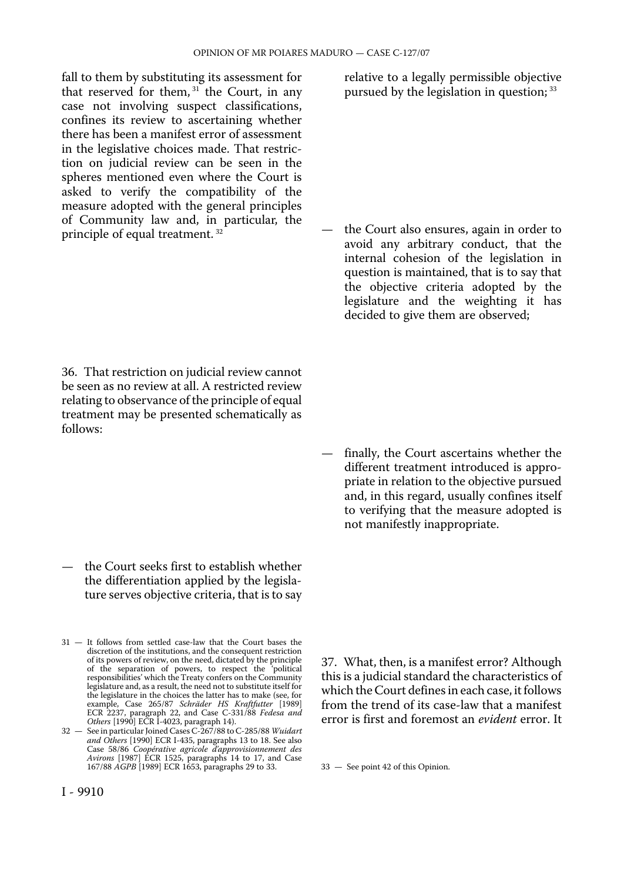fall to them by substituting its assessment for that reserved for them,[31] the Court, in any case not involving suspect classifications, confines its review to ascertaining whether there has been a manifest error of assessment in the legislative choices made. That restriction on judicial review can be seen in the spheres mentioned even where the Court is asked to verify the compatibility of the measure adopted with the general principles of Community law and, in particular, the principle of equal treatment.[32]

36. That restriction on judicial review cannot be seen as no review at all. A restricted review relating to observance of the principle of equal treatment may be presented schematically as follows:

— the Court seeks first to establish whether the differentiation applied by the legislature serves objective criteria, that is to say relative to a legally permissible objective pursued by the legislation in question;[33]

— the Court also ensures, again in order to avoid any arbitrary conduct, that the internal cohesion of the legislation in question is maintained, that is to say that the objective criteria adopted by the legislature and the weighting it has decided to give them are observed;

— finally, the Court ascertains whether the different treatment introduced is appropriate in relation to the objective pursued and, in this regard, usually confines itself to verifying that the measure adopted is not manifestly inappropriate.

37. What, then, is a manifest error? Although this is a judicial standard the characteristics of which the Court defines in each case, it follows from the trend of its case-law that a manifest error is first and foremost an *evident* error. It

31 — It follows from settled case-law that the Court bases the discretion of the institutions, and the consequent restriction of its powers of review, on the need, dictated by the principle of the separation of powers, to respect the 'political responsibilities' which the Treaty confers on the Community legislature and, as a result, the need not to substitute itself for the legislature in the choices the latter has to make (see, for example, Case 265/87 *Schräder HS Kraftfutter* [1989] ECR 2237, paragraph 22, and Case C-331/88 *Fedesa and Others* [1990] ECR I-4023, paragraph 14).

32 — See in particular Joined Cases C-267/88 to C-285/88 *Wuidart and Others* [1990] ECR I-435, paragraphs 13 to 18. See also Case 58/86 *Coopérative agricole d'approvisionnement des Avirons* [1987] ECR 1525, paragraphs 14 to 17, and Case 167/88 *AGPB* [1989] ECR 1653, paragraphs 29 to 33.

33 — See point 42 of this Opinion.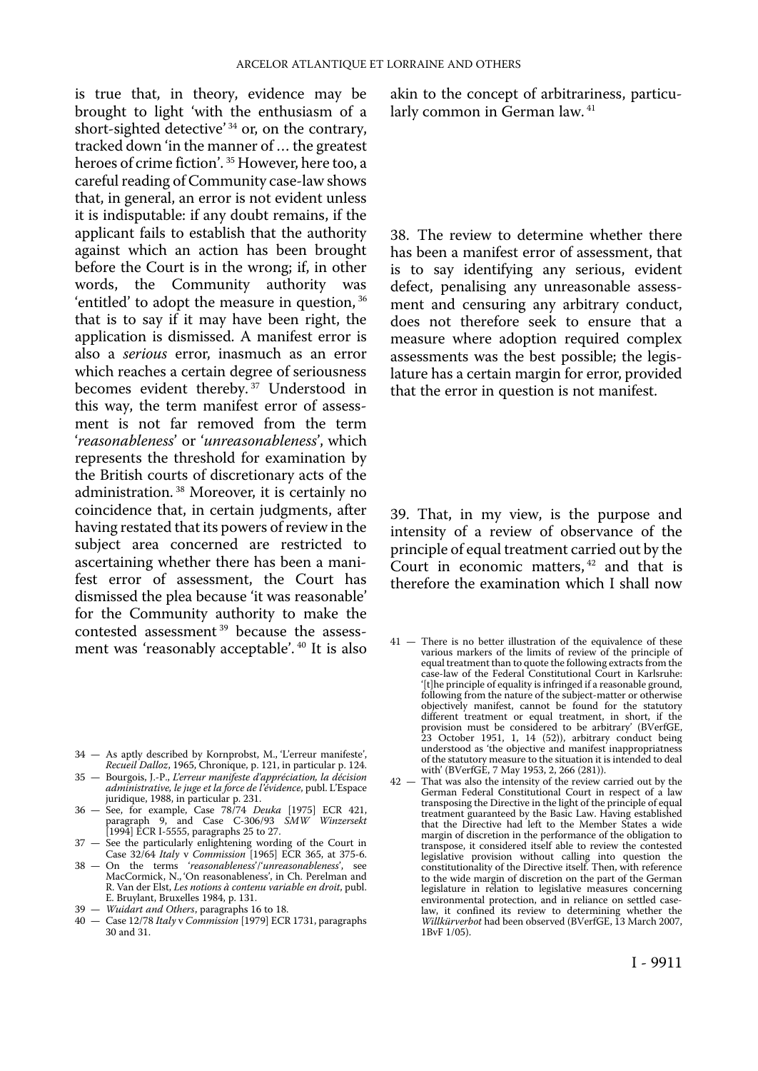is true that, in theory, evidence may be brought to light 'with the enthusiasm of a short-sighted detective' [34] or, on the contrary, tracked down 'in the manner of … the greatest heroes of crime fiction'. [35] However, here too, a careful reading of Community case-law shows that, in general, an error is not evident unless it is indisputable: if any doubt remains, if the applicant fails to establish that the authority against which an action has been brought before the Court is in the wrong; if, in other words, the Community authority was 'entitled' to adopt the measure in question, [36] that is to say if it may have been right, the application is dismissed. A manifest error is also a *serious* error, inasmuch as an error which reaches a certain degree of seriousness becomes evident thereby. [37] Understood in this way, the term manifest error of assessment is not far removed from the term '*reasonableness*' or '*unreasonableness*', which represents the threshold for examination by the British courts of discretionary acts of the administration. [38] Moreover, it is certainly no coincidence that, in certain judgments, after having restated that its powers of review in the subject area concerned are restricted to ascertaining whether there has been a manifest error of assessment, the Court has dismissed the plea because 'it was reasonable' for the Community authority to make the contested assessment [39] because the assessment was 'reasonably acceptable'. [40] It is also akin to the concept of arbitrariness, particularly common in German law. [41]

38. The review to determine whether there has been a manifest error of assessment, that is to say identifying any serious, evident defect, penalising any unreasonable assessment and censuring any arbitrary conduct, does not therefore seek to ensure that a measure where adoption required complex assessments was the best possible; the legislature has a certain margin for error, provided that the error in question is not manifest.

39. That, in my view, is the purpose and intensity of a review of observance of the principle of equal treatment carried out by the Court in economic matters, [42] and that is therefore the examination which I shall now

34 — As aptly described by Kornprobst, M., 'L'erreur manifeste', *Recueil Dalloz*, 1965, Chronique, p. 121, in particular p. 124.

35 — Bourgois, J.-P., *L'erreur manifeste d'appréciation, la décision administrative, le juge et la force de l'évidence*, publ. L'Espace juridique, 1988, in particular p. 231.

36 — See, for example, Case 78/74 *Deuka* [1975] ECR 421, paragraph 9, and Case C-306/93 *SMW Winzersekt* [1994] ECR I-5555, paragraphs 25 to 27.

37 — See the particularly enlightening wording of the Court in Case 32/64 *Italy* v *Commission* [1965] ECR 365, at 375-6.

38 — On the terms '*reasonableness*'/'*unreasonableness*', see MacCormick, N., 'On reasonableness', in Ch. Perelman and R. Van der Elst, *Les notions à contenu variable en droit*, publ. E. Bruylant, Bruxelles 1984, p. 131.

39 — *Wuidart and Others*, paragraphs 16 to 18.

40 — Case 12/78 *Italy* v *Commission* [1979] ECR 1731, paragraphs 30 and 31.

41 — There is no better illustration of the equivalence of these various markers of the limits of review of the principle of equal treatment than to quote the following extracts from the case-law of the Federal Constitutional Court in Karlsruhe: '[t]he principle of equality is infringed if a reasonable ground, following from the nature of the subject-matter or otherwise objectively manifest, cannot be found for the statutory different treatment or equal treatment, in short, if the provision must be considered to be arbitrary' (BVerfGE, 23 October 1951, 1, 14 (52)), arbitrary conduct being understood as 'the objective and manifest inappropriatness of the statutory measure to the situation it is intended to deal with' (BVerfGE, 7 May 1953, 2, 266 (281)).

42 — That was also the intensity of the review carried out by the German Federal Constitutional Court in respect of a law transposing the Directive in the light of the principle of equal treatment guaranteed by the Basic Law. Having established that the Directive had left to the Member States a wide margin of discretion in the performance of the obligation to transpose, it considered itself able to review the contested legislative provision without calling into question the constitutionality of the Directive itself. Then, with reference to the wide margin of discretion on the part of the German legislature in relation to legislative measures concerning environmental protection, and in reliance on settled case-law, it confined its review to determining whether the *Willkürverbot* had been observed (BVerfGE, 13 March 2007, 1BvF 1/05).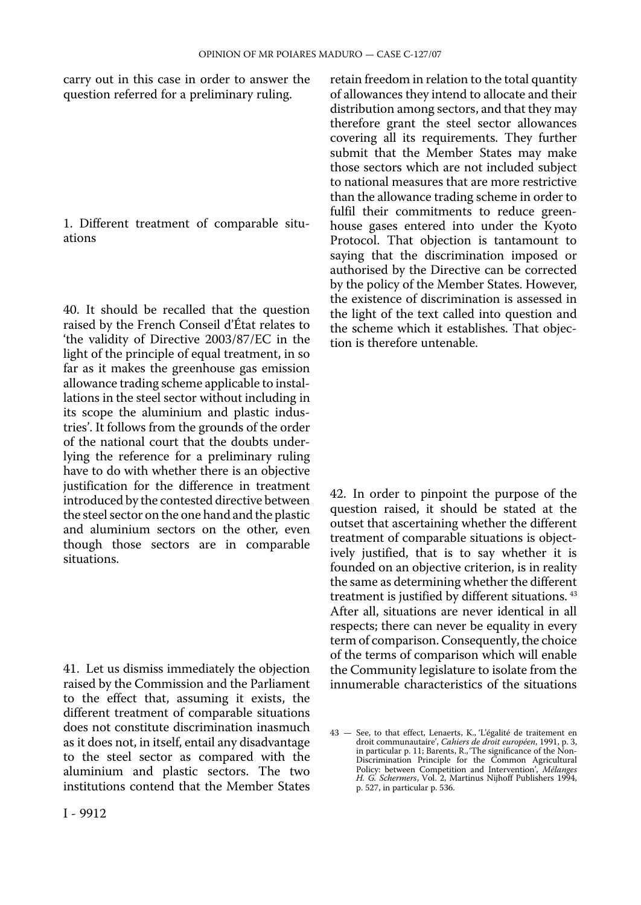carry out in this case in order to answer the question referred for a preliminary ruling.

1. Different treatment of comparable situations

40. It should be recalled that the question raised by the French Conseil d'État relates to 'the validity of Directive 2003/87/EC in the light of the principle of equal treatment, in so far as it makes the greenhouse gas emission allowance trading scheme applicable to installations in the steel sector without including in its scope the aluminium and plastic industries'. It follows from the grounds of the order of the national court that the doubts underlying the reference for a preliminary ruling have to do with whether there is an objective justification for the difference in treatment introduced by the contested directive between the steel sector on the one hand and the plastic and aluminium sectors on the other, even though those sectors are in comparable situations.

41. Let us dismiss immediately the objection raised by the Commission and the Parliament to the effect that, assuming it exists, the different treatment of comparable situations does not constitute discrimination inasmuch as it does not, in itself, entail any disadvantage to the steel sector as compared with the aluminium and plastic sectors. The two institutions contend that the Member States retain freedom in relation to the total quantity of allowances they intend to allocate and their distribution among sectors, and that they may therefore grant the steel sector allowances covering all its requirements. They further submit that the Member States may make those sectors which are not included subject to national measures that are more restrictive than the allowance trading scheme in order to fulfil their commitments to reduce greenhouse gases entered into under the Kyoto Protocol. That objection is tantamount to saying that the discrimination imposed or authorised by the Directive can be corrected by the policy of the Member States. However, the existence of discrimination is assessed in the light of the text called into question and the scheme which it establishes. That objection is therefore untenable.

42. In order to pinpoint the purpose of the question raised, it should be stated at the outset that ascertaining whether the different treatment of comparable situations is objectively justified, that is to say whether it is founded on an objective criterion, is in reality the same as determining whether the different treatment is justified by different situations. [43] After all, situations are never identical in all respects; there can never be equality in every term of comparison. Consequently, the choice of the terms of comparison which will enable the Community legislature to isolate from the innumerable characteristics of the situations

43 — See, to that effect, Lenaerts, K., 'L'égalité de traitement en droit communautaire', *Cahiers de droit européen*, 1991, p. 3, in particular p. 11; Barents, R., 'The significance of the Non-Discrimination Principle for the Common Agricultural Policy: between Competition and Intervention', *Mélanges H. G. Schermers*, Vol. 2, Martinus Nijhoff Publishers 1994, p. 527, in particular p. 536.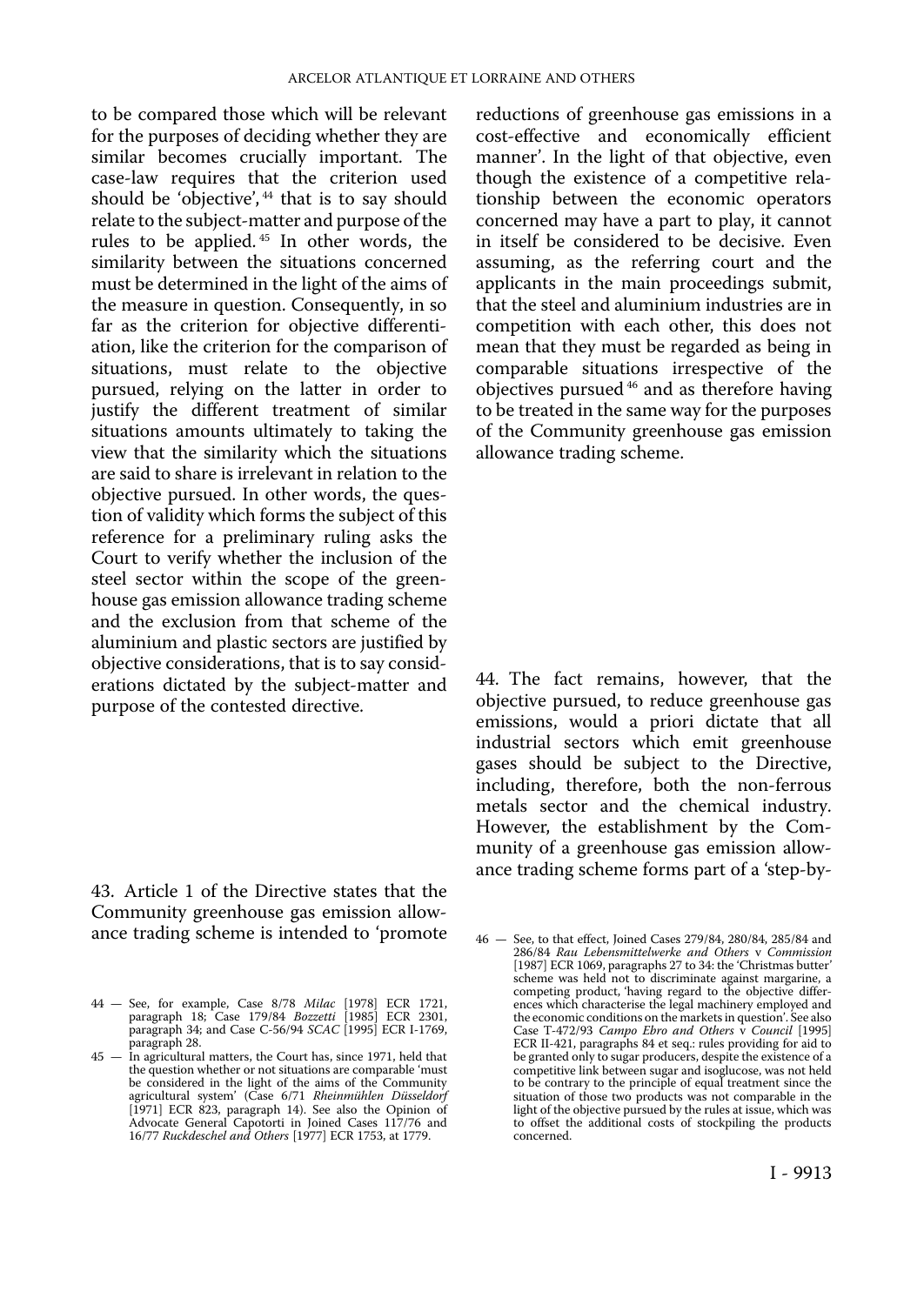to be compared those which will be relevant for the purposes of deciding whether they are similar becomes crucially important. The case-law requires that the criterion used should be 'objective', [44] that is to say should relate to the subject-matter and purpose of the rules to be applied. [45] In other words, the similarity between the situations concerned must be determined in the light of the aims of the measure in question. Consequently, in so far as the criterion for objective differentiation, like the criterion for the comparison of situations, must relate to the objective pursued, relying on the latter in order to justify the different treatment of similar situations amounts ultimately to taking the view that the similarity which the situations are said to share is irrelevant in relation to the objective pursued. In other words, the question of validity which forms the subject of this reference for a preliminary ruling asks the Court to verify whether the inclusion of the steel sector within the scope of the greenhouse gas emission allowance trading scheme and the exclusion from that scheme of the aluminium and plastic sectors are justified by objective considerations, that is to say considerations dictated by the subject-matter and purpose of the contested directive.

43. Article 1 of the Directive states that the Community greenhouse gas emission allowance trading scheme is intended to 'promote reductions of greenhouse gas emissions in a cost-effective and economically efficient manner'. In the light of that objective, even though the existence of a competitive relationship between the economic operators concerned may have a part to play, it cannot in itself be considered to be decisive. Even assuming, as the referring court and the applicants in the main proceedings submit, that the steel and aluminium industries are in competition with each other, this does not mean that they must be regarded as being in comparable situations irrespective of the objectives pursued [46] and as therefore having to be treated in the same way for the purposes of the Community greenhouse gas emission allowance trading scheme.

44. The fact remains, however, that the objective pursued, to reduce greenhouse gas emissions, would a priori dictate that all industrial sectors which emit greenhouse gases should be subject to the Directive, including, therefore, both the non-ferrous metals sector and the chemical industry. However, the establishment by the Community of a greenhouse gas emission allowance trading scheme forms part of a 'step-by-

44 — See, for example, Case 8/78 *Milac* [1978] ECR 1721, paragraph 18; Case 179/84 *Bozzetti* [1985] ECR 2301, paragraph 34; and Case C-56/94 *SCAC* [1995] ECR I-1769, paragraph 28.

45 — In agricultural matters, the Court has, since 1971, held that the question whether or not situations are comparable 'must be considered in the light of the aims of the Community agricultural system' (Case 6/71 *Rheinmühlen Düsseldorf* [1971] ECR 823, paragraph 14). See also the Opinion of Advocate General Capotorti in Joined Cases 117/76 and 16/77 *Ruckdeschel and Others* [1977] ECR 1753, at 1779.

46 — See, to that effect, Joined Cases 279/84, 280/84, 285/84 and 286/84 *Rau Lebensmittelwerke and Others* v *Commission* [1987] ECR 1069, paragraphs 27 to 34: the 'Christmas butter' scheme was held not to discriminate against margarine, a competing product, 'having regard to the objective differences which characterise the legal machinery employed and the economic conditions on the markets in question'. See also Case T-472/93 *Campo Ebro and Others* v *Council* [1995] ECR II-421, paragraphs 84 et seq.: rules providing for aid to be granted only to sugar producers, despite the existence of a competitive link between sugar and isoglucose, was not held to be contrary to the principle of equal treatment since the situation of those two products was not comparable in the light of the objective pursued by the rules at issue, which was to offset the additional costs of stockpiling the products concerned.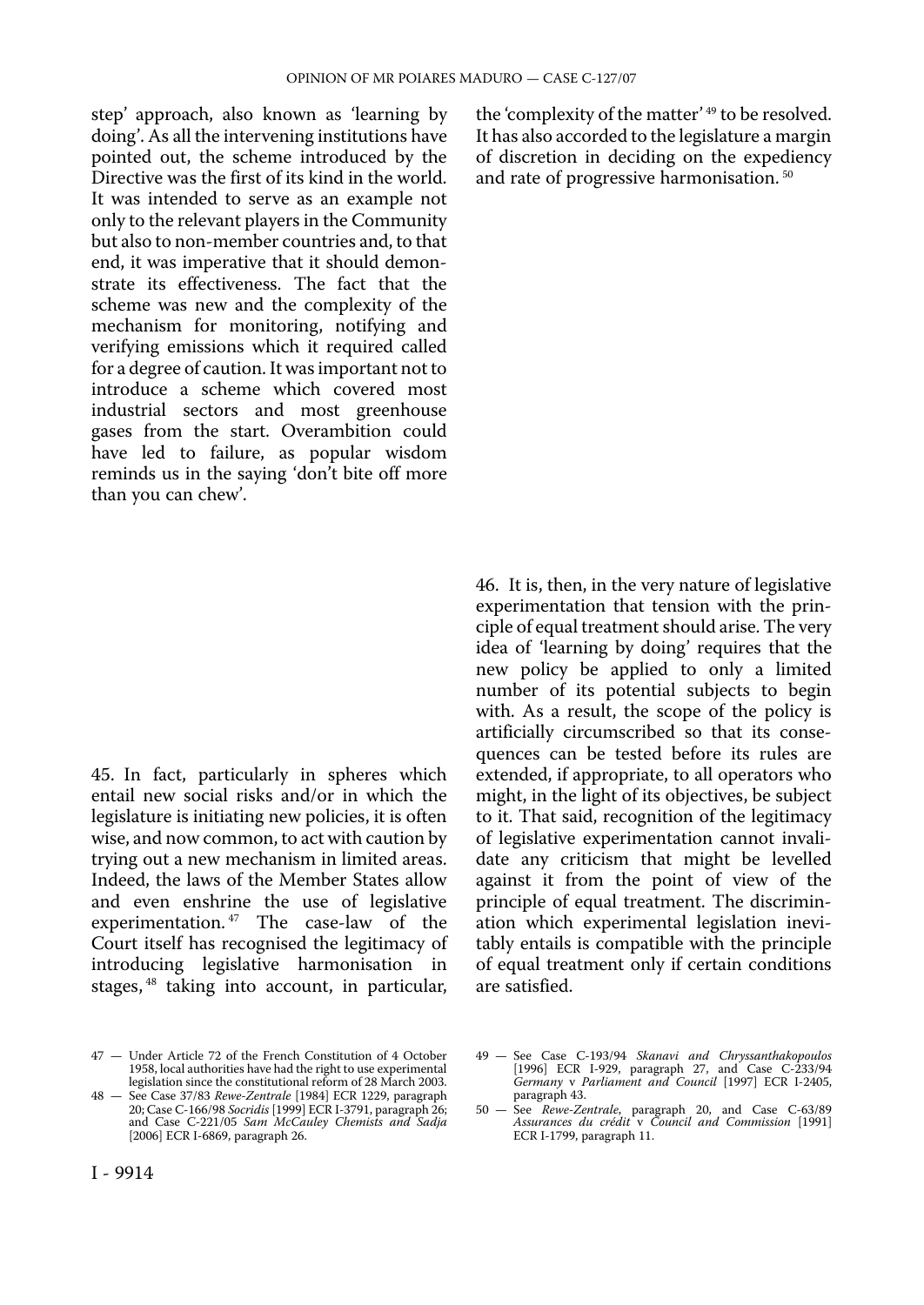step' approach, also known as 'learning by doing'. As all the intervening institutions have pointed out, the scheme introduced by the Directive was the first of its kind in the world. It was intended to serve as an example not only to the relevant players in the Community but also to non-member countries and, to that end, it was imperative that it should demonstrate its effectiveness. The fact that the scheme was new and the complexity of the mechanism for monitoring, notifying and verifying emissions which it required called for a degree of caution. It was important not to introduce a scheme which covered most industrial sectors and most greenhouse gases from the start. Overambition could have led to failure, as popular wisdom reminds us in the saying 'don't bite off more than you can chew'.

45. In fact, particularly in spheres which entail new social risks and/or in which the legislature is initiating new policies, it is often wise, and now common, to act with caution by trying out a new mechanism in limited areas. Indeed, the laws of the Member States allow and even enshrine the use of legislative experimentation.[47] The case-law of the Court itself has recognised the legitimacy of introducing legislative harmonisation in stages,[48] taking into account, in particular, the 'complexity of the matter'[49] to be resolved. It has also accorded to the legislature a margin of discretion in deciding on the expediency and rate of progressive harmonisation.[50]

46. It is, then, in the very nature of legislative experimentation that tension with the principle of equal treatment should arise. The very idea of 'learning by doing' requires that the new policy be applied to only a limited number of its potential subjects to begin with. As a result, the scope of the policy is artificially circumscribed so that its consequences can be tested before its rules are extended, if appropriate, to all operators who might, in the light of its objectives, be subject to it. That said, recognition of the legitimacy of legislative experimentation cannot invalidate any criticism that might be levelled against it from the point of view of the principle of equal treatment. The discrimination which experimental legislation inevitably entails is compatible with the principle of equal treatment only if certain conditions are satisfied.

47 — Under Article 72 of the French Constitution of 4 October 1958, local authorities have had the right to use experimental legislation since the constitutional reform of 28 March 2003.

48 — See Case 37/83 *Rewe-Zentrale* [1984] ECR 1229, paragraph 20; Case C-166/98 *Socridis* [1999] ECR I-3791, paragraph 26; and Case C-221/05 *Sam McCauley Chemists and Sadja* [2006] ECR I-6869, paragraph 26.

49 — See Case C-193/94 *Skanavi and Chryssanthakopoulos* [1996] ECR I-929, paragraph 27, and Case C-233/94 *Germany* v *Parliament and Council* [1997] ECR I-2405, paragraph 43.

50 — See *Rewe-Zentrale*, paragraph 20, and Case C-63/89 *Assurances du crédit* v *Council and Commission* [1991] ECR I-1799, paragraph 11.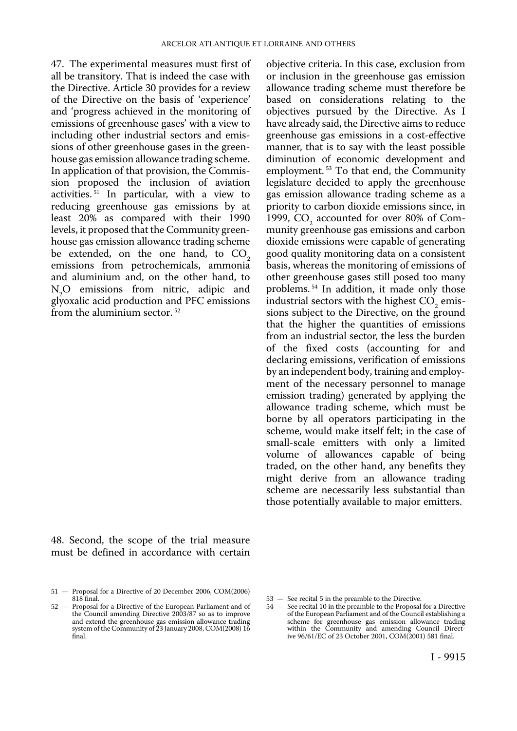47. The experimental measures must first of all be transitory. That is indeed the case with the Directive. Article 30 provides for a review of the Directive on the basis of 'experience' and 'progress achieved in the monitoring of emissions of greenhouse gases' with a view to including other industrial sectors and emissions of other greenhouse gases in the greenhouse gas emission allowance trading scheme. In application of that provision, the Commission proposed the inclusion of aviation activities.[51] In particular, with a view to reducing greenhouse gas emissions by at least 20% as compared with their 1990 levels, it proposed that the Community greenhouse gas emission allowance trading scheme be extended, on the one hand, to $CO_2$ emissions from petrochemicals, ammonia and aluminium and, on the other hand, to $N_2O$ emissions from nitric, adipic and glyoxalic acid production and PFC emissions from the aluminium sector.[52]

48. Second, the scope of the trial measure must be defined in accordance with certain objective criteria. In this case, exclusion from or inclusion in the greenhouse gas emission allowance trading scheme must therefore be based on considerations relating to the objectives pursued by the Directive. As I have already said, the Directive aims to reduce greenhouse gas emissions in a cost-effective manner, that is to say with the least possible diminution of economic development and employment.[53] To that end, the Community legislature decided to apply the greenhouse gas emission allowance trading scheme as a priority to carbon dioxide emissions since, in 1999, $CO_2$ accounted for over 80% of Community greenhouse gas emissions and carbon dioxide emissions were capable of generating good quality monitoring data on a consistent basis, whereas the monitoring of emissions of other greenhouse gases still posed too many problems.[54] In addition, it made only those industrial sectors with the highest $CO_2$ emissions subject to the Directive, on the ground that the higher the quantities of emissions from an industrial sector, the less the burden of the fixed costs (accounting for and declaring emissions, verification of emissions by an independent body, training and employment of the necessary personnel to manage emission trading) generated by applying the allowance trading scheme, which must be borne by all operators participating in the scheme, would make itself felt; in the case of small-scale emitters with only a limited volume of allowances capable of being traded, on the other hand, any benefits they might derive from an allowance trading scheme are necessarily less substantial than those potentially available to major emitters.

---

51 — Proposal for a Directive of 20 December 2006, COM(2006) 818 final.

52 — Proposal for a Directive of the European Parliament and of the Council amending Directive 2003/87 so as to improve and extend the greenhouse gas emission allowance trading system of the Community of 23 January 2008, COM(2008) 16 final.

53 — See recital 5 in the preamble to the Directive.

54 — See recital 10 in the preamble to the Proposal for a Directive of the European Parliament and of the Council establishing a scheme for greenhouse gas emission allowance trading within the Community and amending Council Directive 96/61/EC of 23 October 2001, COM(2001) 581 final.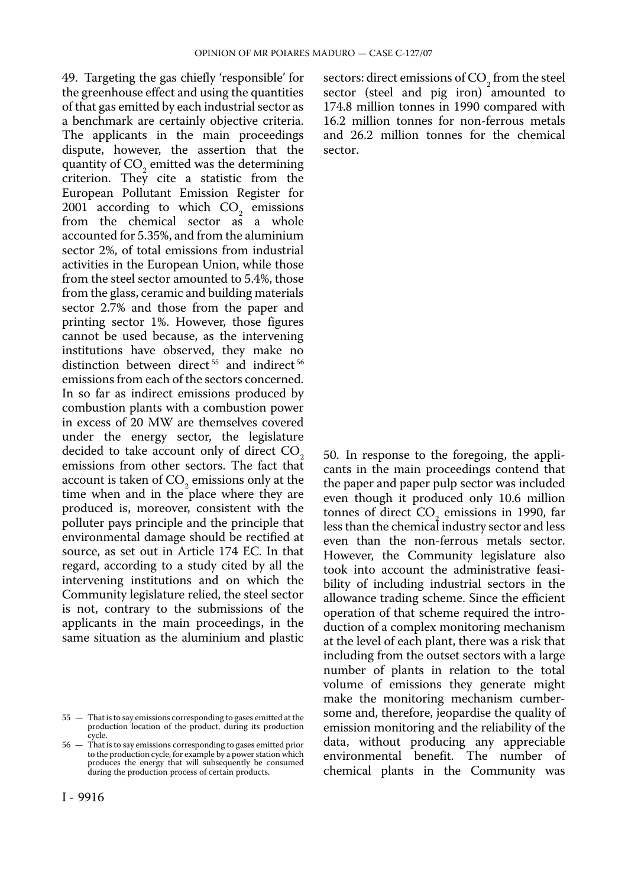49. Targeting the gas chiefly 'responsible' for the greenhouse effect and using the quantities of that gas emitted by each industrial sector as a benchmark are certainly objective criteria. The applicants in the main proceedings dispute, however, the assertion that the quantity of $CO_2$ emitted was the determining criterion. They cite a statistic from the European Pollutant Emission Register for 2001 according to which $CO_2$ emissions from the chemical sector as a whole accounted for 5.35%, and from the aluminium sector 2%, of total emissions from industrial activities in the European Union, while those from the steel sector amounted to 5.4%, those from the glass, ceramic and building materials sector 2.7% and those from the paper and printing sector 1%. However, those figures cannot be used because, as the intervening institutions have observed, they make no distinction between direct [55] and indirect [56] emissions from each of the sectors concerned. In so far as indirect emissions produced by combustion plants with a combustion power in excess of 20 MW are themselves covered under the energy sector, the legislature decided to take account only of direct $CO_2$ emissions from other sectors. The fact that account is taken of $CO_2$ emissions only at the time when and in the place where they are produced is, moreover, consistent with the polluter pays principle and the principle that environmental damage should be rectified at source, as set out in Article 174 EC. In that regard, according to a study cited by all the intervening institutions and on which the Community legislature relied, the steel sector is not, contrary to the submissions of the applicants in the main proceedings, in the same situation as the aluminium and plastic sectors: direct emissions of $CO_2$ from the steel sector (steel and pig iron) amounted to 174.8 million tonnes in 1990 compared with 16.2 million tonnes for non-ferrous metals and 26.2 million tonnes for the chemical sector.

50. In response to the foregoing, the applicants in the main proceedings contend that the paper and paper pulp sector was included even though it produced only 10.6 million tonnes of direct $CO_2$ emissions in 1990, far less than the chemical industry sector and less even than the non-ferrous metals sector. However, the Community legislature also took into account the administrative feasibility of including industrial sectors in the allowance trading scheme. Since the efficient operation of that scheme required the introduction of a complex monitoring mechanism at the level of each plant, there was a risk that including from the outset sectors with a large number of plants in relation to the total volume of emissions they generate might make the monitoring mechanism cumbersome and, therefore, jeopardise the quality of emission monitoring and the reliability of the data, without producing any appreciable environmental benefit. The number of chemical plants in the Community was

---

55 — That is to say emissions corresponding to gases emitted at the production location of the product, during its production cycle.

56 — That is to say emissions corresponding to gases emitted prior to the production cycle, for example by a power station which produces the energy that will subsequently be consumed during the production process of certain products.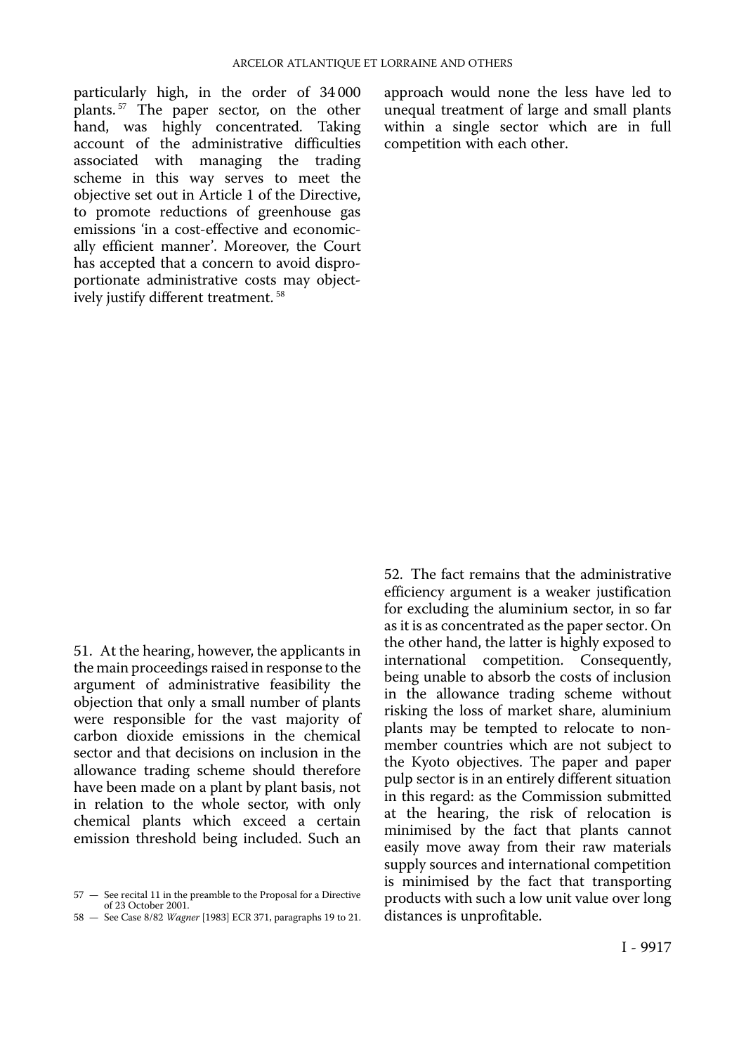particularly high, in the order of 34 000 plants.[57] The paper sector, on the other hand, was highly concentrated. Taking account of the administrative difficulties associated with managing the trading scheme in this way serves to meet the objective set out in Article 1 of the Directive, to promote reductions of greenhouse gas emissions 'in a cost-effective and economically efficient manner'. Moreover, the Court has accepted that a concern to avoid disproportionate administrative costs may objectively justify different treatment.[58]

51. At the hearing, however, the applicants in the main proceedings raised in response to the argument of administrative feasibility the objection that only a small number of plants were responsible for the vast majority of carbon dioxide emissions in the chemical sector and that decisions on inclusion in the allowance trading scheme should therefore have been made on a plant by plant basis, not in relation to the whole sector, with only chemical plants which exceed a certain emission threshold being included. Such an approach would none the less have led to unequal treatment of large and small plants within a single sector which are in full competition with each other.

52. The fact remains that the administrative efficiency argument is a weaker justification for excluding the aluminium sector, in so far as it is as concentrated as the paper sector. On the other hand, the latter is highly exposed to international competition. Consequently, being unable to absorb the costs of inclusion in the allowance trading scheme without risking the loss of market share, aluminium plants may be tempted to relocate to non-member countries which are not subject to the Kyoto objectives. The paper and paper pulp sector is in an entirely different situation in this regard: as the Commission submitted at the hearing, the risk of relocation is minimised by the fact that plants cannot easily move away from their raw materials supply sources and international competition is minimised by the fact that transporting products with such a low unit value over long distances is unprofitable.

57 — See recital 11 in the preamble to the Proposal for a Directive of 23 October 2001.

58 — See Case 8/82 *Wagner* [1983] ECR 371, paragraphs 19 to 21.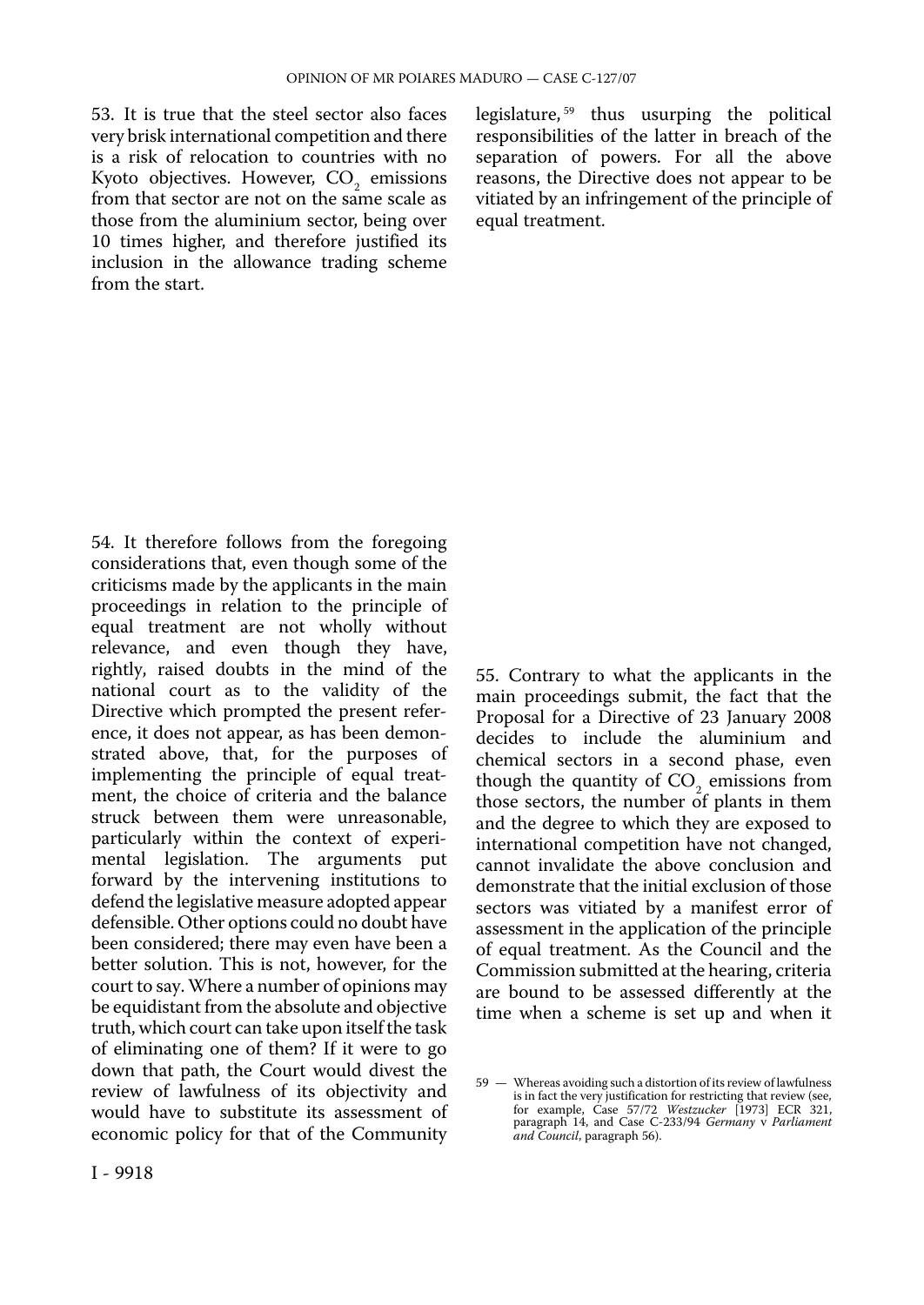53. It is true that the steel sector also faces very brisk international competition and there is a risk of relocation to countries with no Kyoto objectives. However, $CO_2$ emissions from that sector are not on the same scale as those from the aluminium sector, being over 10 times higher, and therefore justified its inclusion in the allowance trading scheme from the start.

54. It therefore follows from the foregoing considerations that, even though some of the criticisms made by the applicants in the main proceedings in relation to the principle of equal treatment are not wholly without relevance, and even though they have, rightly, raised doubts in the mind of the national court as to the validity of the Directive which prompted the present reference, it does not appear, as has been demonstrated above, that, for the purposes of implementing the principle of equal treatment, the choice of criteria and the balance struck between them were unreasonable, particularly within the context of experimental legislation. The arguments put forward by the intervening institutions to defend the legislative measure adopted appear defensible. Other options could no doubt have been considered; there may even have been a better solution. This is not, however, for the court to say. Where a number of opinions may be equidistant from the absolute and objective truth, which court can take upon itself the task of eliminating one of them? If it were to go down that path, the Court would divest the review of lawfulness of its objectivity and would have to substitute its assessment of economic policy for that of the Community legislature, [59] thus usurping the political responsibilities of the latter in breach of the separation of powers. For all the above reasons, the Directive does not appear to be vitiated by an infringement of the principle of equal treatment.

55. Contrary to what the applicants in the main proceedings submit, the fact that the Proposal for a Directive of 23 January 2008 decides to include the aluminium and chemical sectors in a second phase, even though the quantity of $CO_2$ emissions from those sectors, the number of plants in them and the degree to which they are exposed to international competition have not changed, cannot invalidate the above conclusion and demonstrate that the initial exclusion of those sectors was vitiated by a manifest error of assessment in the application of the principle of equal treatment. As the Council and the Commission submitted at the hearing, criteria are bound to be assessed differently at the time when a scheme is set up and when it

59 — Whereas avoiding such a distortion of its review of lawfulness is in fact the very justification for restricting that review (see, for example, Case 57/72 *Westzucker* [1973] ECR 321, paragraph 14, and Case C-233/94 *Germany* v *Parliament and Council*, paragraph 56).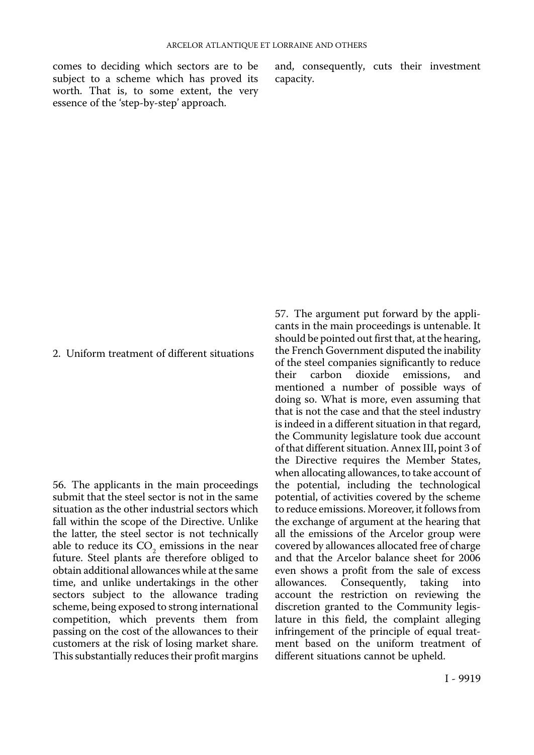comes to deciding which sectors are to be subject to a scheme which has proved its worth. That is, to some extent, the very essence of the 'step-by-step' approach.

2. Uniform treatment of different situations

56. The applicants in the main proceedings submit that the steel sector is not in the same situation as the other industrial sectors which fall within the scope of the Directive. Unlike the latter, the steel sector is not technically able to reduce its $CO_2$ emissions in the near future. Steel plants are therefore obliged to obtain additional allowances while at the same time, and unlike undertakings in the other sectors subject to the allowance trading scheme, being exposed to strong international competition, which prevents them from passing on the cost of the allowances to their customers at the risk of losing market share. This substantially reduces their profit margins and, consequently, cuts their investment capacity.

57. The argument put forward by the applicants in the main proceedings is untenable. It should be pointed out first that, at the hearing, the French Government disputed the inability of the steel companies significantly to reduce their carbon dioxide emissions, and mentioned a number of possible ways of doing so. What is more, even assuming that that is not the case and that the steel industry is indeed in a different situation in that regard, the Community legislature took due account of that different situation. Annex III, point 3 of the Directive requires the Member States, when allocating allowances, to take account of the potential, including the technological potential, of activities covered by the scheme to reduce emissions. Moreover, it follows from the exchange of argument at the hearing that all the emissions of the Arcelor group were covered by allowances allocated free of charge and that the Arcelor balance sheet for 2006 even shows a profit from the sale of excess allowances. Consequently, taking into account the restriction on reviewing the discretion granted to the Community legislature in this field, the complaint alleging infringement of the principle of equal treatment based on the uniform treatment of different situations cannot be upheld.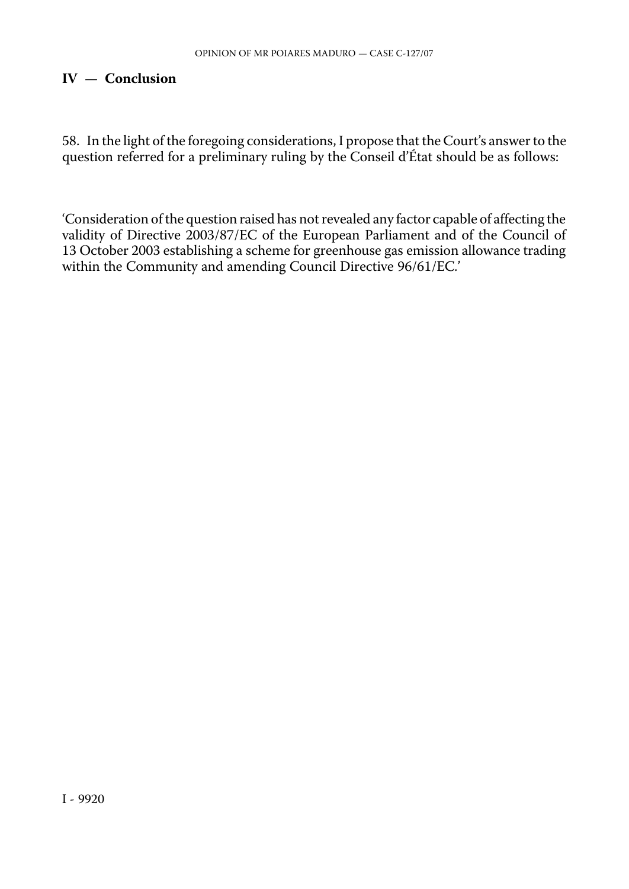## IV — Conclusion

58. In the light of the foregoing considerations, I propose that the Court's answer to the question referred for a preliminary ruling by the Conseil d'État should be as follows:

'Consideration of the question raised has not revealed any factor capable of affecting the validity of Directive 2003/87/EC of the European Parliament and of the Council of 13 October 2003 establishing a scheme for greenhouse gas emission allowance trading within the Community and amending Council Directive 96/61/EC.'